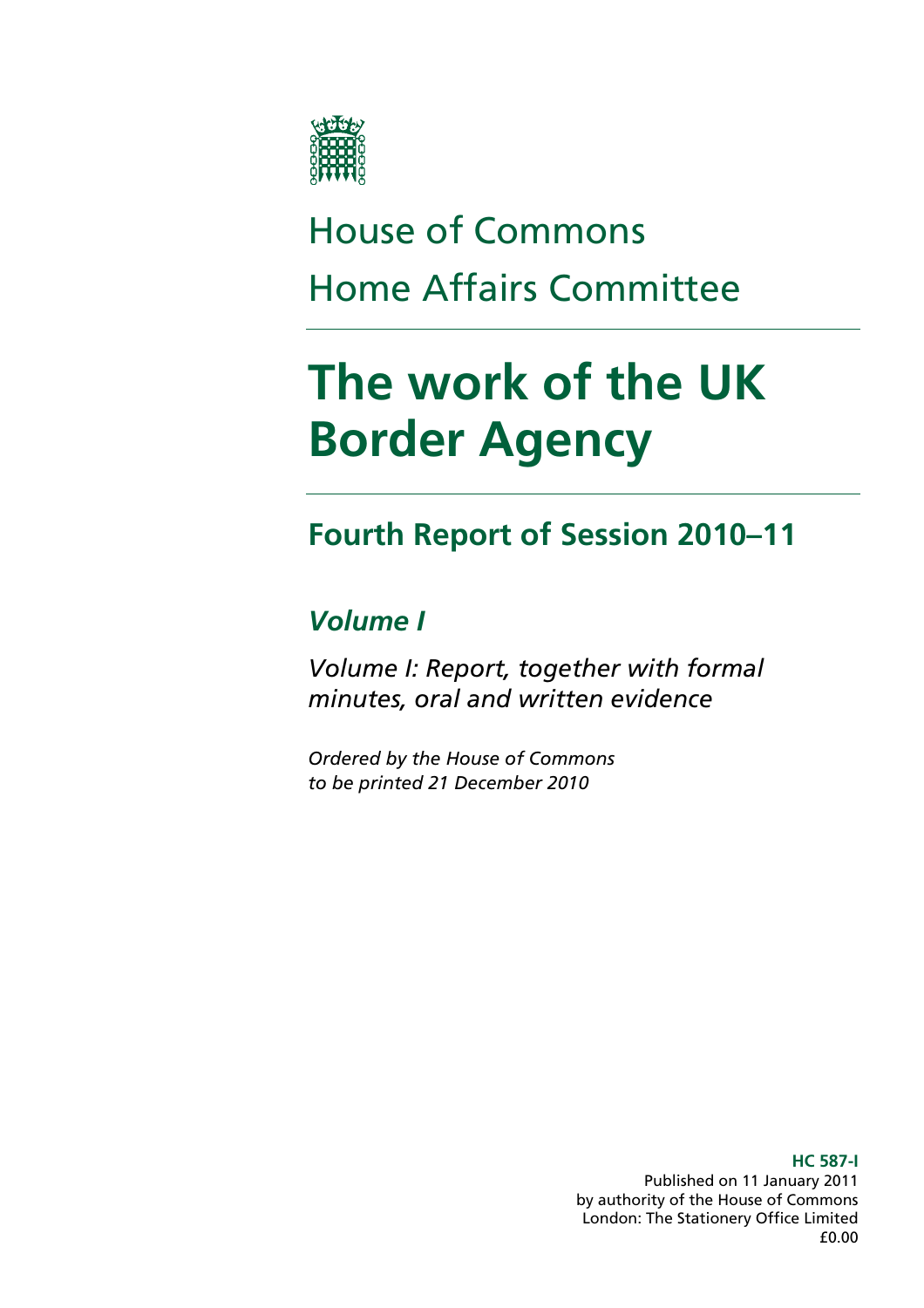House of Commons

Home Affairs Committee

# The work of the UK Border Agency

## Fourth Report of Session 2010–11

### *Volume I*

*Volume I: Report, together with formal minutes, oral and written evidence*

*Ordered by the House of Commons to be printed 21 December 2010*

**HC 587-I**

Published on 11 January 2011
by authority of the House of Commons
London: The Stationery Office Limited
£0.00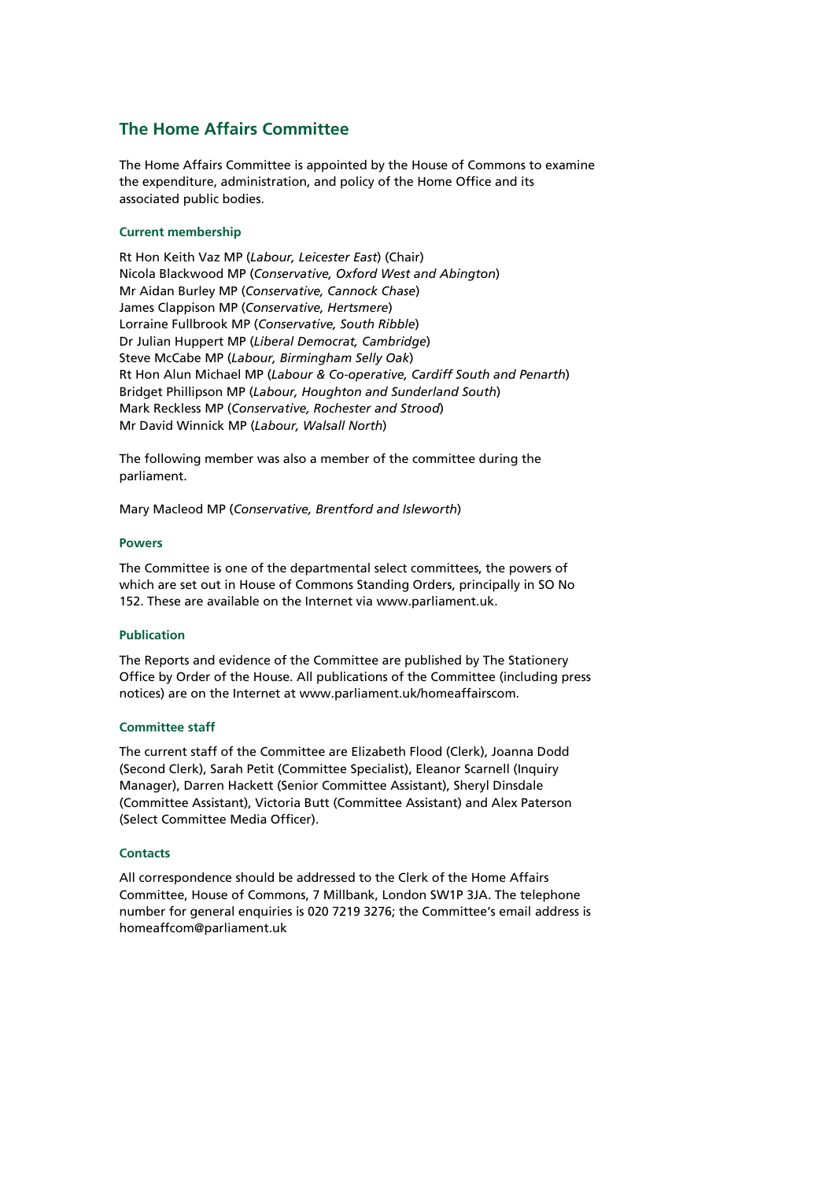## The Home Affairs Committee

The Home Affairs Committee is appointed by the House of Commons to examine the expenditure, administration, and policy of the Home Office and its associated public bodies.

### Current membership

Rt Hon Keith Vaz MP (*Labour, Leicester East*) (Chair)
Nicola Blackwood MP (*Conservative, Oxford West and Abington*)
Mr Aidan Burley MP (*Conservative, Cannock Chase*)
James Clappison MP (*Conservative, Hertsmere*)
Lorraine Fullbrook MP (*Conservative, South Ribble*)
Dr Julian Huppert MP (*Liberal Democrat, Cambridge*)
Steve McCabe MP (*Labour, Birmingham Selly Oak*)
Rt Hon Alun Michael MP (*Labour & Co-operative, Cardiff South and Penarth*)
Bridget Phillipson MP (*Labour, Houghton and Sunderland South*)
Mark Reckless MP (*Conservative, Rochester and Strood*)
Mr David Winnick MP (*Labour, Walsall North*)

The following member was also a member of the committee during the parliament.

Mary Macleod MP (*Conservative, Brentford and Isleworth*)

### Powers

The Committee is one of the departmental select committees, the powers of which are set out in House of Commons Standing Orders, principally in SO No 152. These are available on the Internet via www.parliament.uk.

### Publication

The Reports and evidence of the Committee are published by The Stationery Office by Order of the House. All publications of the Committee (including press notices) are on the Internet at www.parliament.uk/homeaffairscom.

### Committee staff

The current staff of the Committee are Elizabeth Flood (Clerk), Joanna Dodd (Second Clerk), Sarah Petit (Committee Specialist), Eleanor Scarnell (Inquiry Manager), Darren Hackett (Senior Committee Assistant), Sheryl Dinsdale (Committee Assistant), Victoria Butt (Committee Assistant) and Alex Paterson (Select Committee Media Officer).

### Contacts

All correspondence should be addressed to the Clerk of the Home Affairs Committee, House of Commons, 7 Millbank, London SW1P 3JA. The telephone number for general enquiries is 020 7219 3276; the Committee's email address is homeaffcom@parliament.uk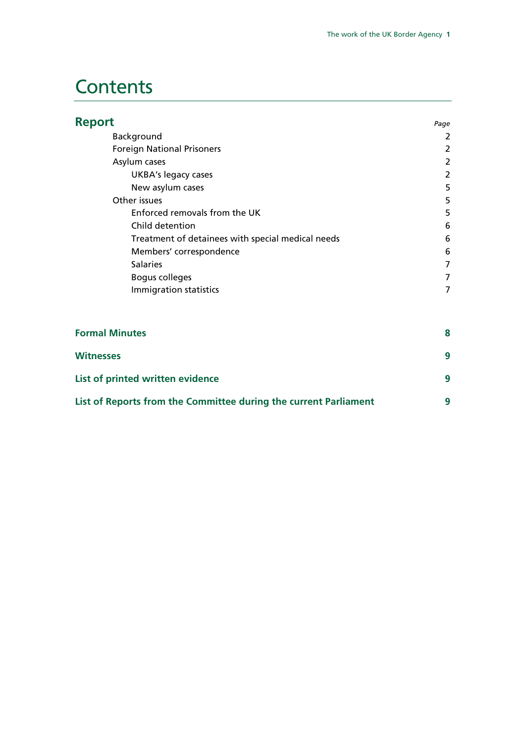# Contents

## Report

| | Page |
|---|---|
| Background | 2 |
| Foreign National Prisoners | 2 |
| Asylum cases | 2 |
| UKBA's legacy cases | 2 |
| New asylum cases | 5 |
| Other issues | 5 |
| Enforced removals from the UK | 5 |
| Child detention | 6 |
| Treatment of detainees with special medical needs | 6 |
| Members' correspondence | 6 |
| Salaries | 7 |
| Bogus colleges | 7 |
| Immigration statistics | 7 |

**Formal Minutes** 8

**Witnesses** 9

**List of printed written evidence** 9

**List of Reports from the Committee during the current Parliament** 9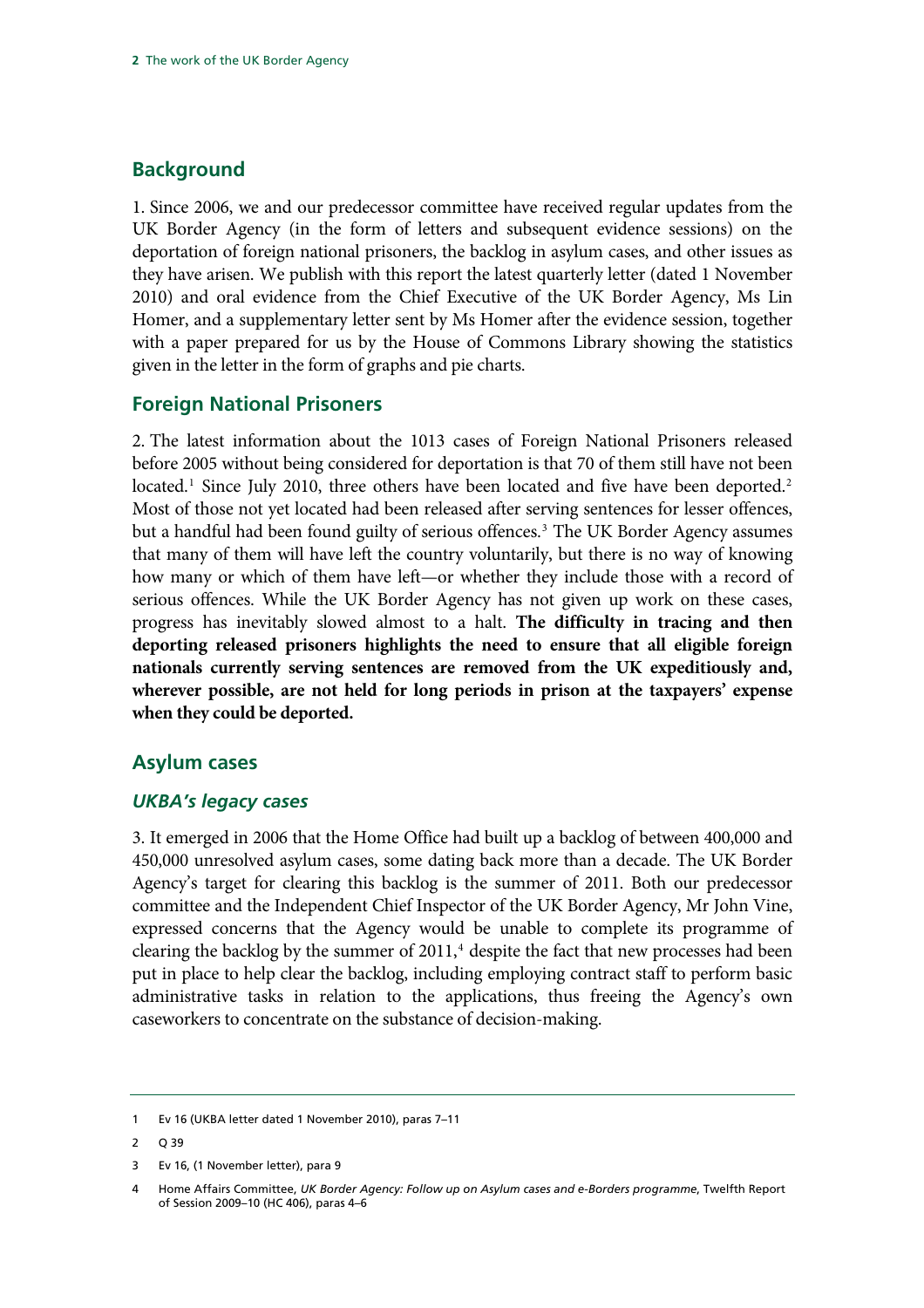## Background

1. Since 2006, we and our predecessor committee have received regular updates from the UK Border Agency (in the form of letters and subsequent evidence sessions) on the deportation of foreign national prisoners, the backlog in asylum cases, and other issues as they have arisen. We publish with this report the latest quarterly letter (dated 1 November 2010) and oral evidence from the Chief Executive of the UK Border Agency, Ms Lin Homer, and a supplementary letter sent by Ms Homer after the evidence session, together with a paper prepared for us by the House of Commons Library showing the statistics given in the letter in the form of graphs and pie charts.

## Foreign National Prisoners

2. The latest information about the 1013 cases of Foreign National Prisoners released before 2005 without being considered for deportation is that 70 of them still have not been located.[1] Since July 2010, three others have been located and five have been deported.[2] Most of those not yet located had been released after serving sentences for lesser offences, but a handful had been found guilty of serious offences.[3] The UK Border Agency assumes that many of them will have left the country voluntarily, but there is no way of knowing how many or which of them have left—or whether they include those with a record of serious offences. While the UK Border Agency has not given up work on these cases, progress has inevitably slowed almost to a halt. **The difficulty in tracing and then deporting released prisoners highlights the need to ensure that all eligible foreign nationals currently serving sentences are removed from the UK expeditiously and, wherever possible, are not held for long periods in prison at the taxpayers' expense when they could be deported.**

## Asylum cases

### *UKBA's legacy cases*

3. It emerged in 2006 that the Home Office had built up a backlog of between 400,000 and 450,000 unresolved asylum cases, some dating back more than a decade. The UK Border Agency's target for clearing this backlog is the summer of 2011. Both our predecessor committee and the Independent Chief Inspector of the UK Border Agency, Mr John Vine, expressed concerns that the Agency would be unable to complete its programme of clearing the backlog by the summer of 2011,[4] despite the fact that new processes had been put in place to help clear the backlog, including employing contract staff to perform basic administrative tasks in relation to the applications, thus freeing the Agency's own caseworkers to concentrate on the substance of decision-making.

---

1 Ev 16 (UKBA letter dated 1 November 2010), paras 7–11

2 Q 39

3 Ev 16, (1 November letter), para 9

4 Home Affairs Committee, *UK Border Agency: Follow up on Asylum cases and e-Borders programme*, Twelfth Report of Session 2009–10 (HC 406), paras 4–6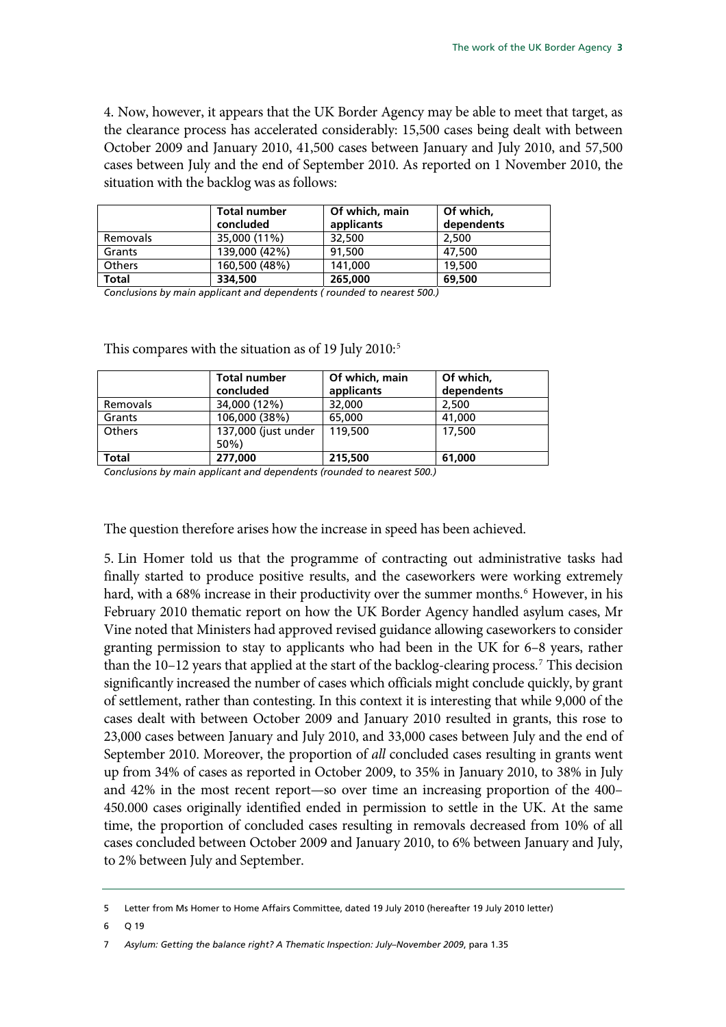4. Now, however, it appears that the UK Border Agency may be able to meet that target, as the clearance process has accelerated considerably: 15,500 cases being dealt with between October 2009 and January 2010, 41,500 cases between January and July 2010, and 57,500 cases between July and the end of September 2010. As reported on 1 November 2010, the situation with the backlog was as follows:

| | Total number concluded | Of which, main applicants | Of which, dependents |
|---|---|---|---|
| Removals | 35,000 (11%) | 32,500 | 2,500 |
| Grants | 139,000 (42%) | 91,500 | 47,500 |
| Others | 160,500 (48%) | 141,000 | 19,500 |
| **Total** | **334,500** | **265,000** | **69,500** |

*Conclusions by main applicant and dependents ( rounded to nearest 500.)*

This compares with the situation as of 19 July 2010:[5]

| | Total number concluded | Of which, main applicants | Of which, dependents |
|---|---|---|---|
| Removals | 34,000 (12%) | 32,000 | 2,500 |
| Grants | 106,000 (38%) | 65,000 | 41,000 |
| Others | 137,000 (just under 50%) | 119,500 | 17,500 |
| **Total** | **277,000** | **215,500** | **61,000** |

*Conclusions by main applicant and dependents (rounded to nearest 500.)*

The question therefore arises how the increase in speed has been achieved.

5. Lin Homer told us that the programme of contracting out administrative tasks had finally started to produce positive results, and the caseworkers were working extremely hard, with a 68% increase in their productivity over the summer months.[6] However, in his February 2010 thematic report on how the UK Border Agency handled asylum cases, Mr Vine noted that Ministers had approved revised guidance allowing caseworkers to consider granting permission to stay to applicants who had been in the UK for 6–8 years, rather than the 10–12 years that applied at the start of the backlog-clearing process.[7] This decision significantly increased the number of cases which officials might conclude quickly, by grant of settlement, rather than contesting. In this context it is interesting that while 9,000 of the cases dealt with between October 2009 and January 2010 resulted in grants, this rose to 23,000 cases between January and July 2010, and 33,000 cases between July and the end of September 2010. Moreover, the proportion of *all* concluded cases resulting in grants went up from 34% of cases as reported in October 2009, to 35% in January 2010, to 38% in July and 42% in the most recent report—so over time an increasing proportion of the 400–450.000 cases originally identified ended in permission to settle in the UK. At the same time, the proportion of concluded cases resulting in removals decreased from 10% of all cases concluded between October 2009 and January 2010, to 6% between January and July, to 2% between July and September.

5 Letter from Ms Homer to Home Affairs Committee, dated 19 July 2010 (hereafter 19 July 2010 letter)

6 Q 19

7 *Asylum: Getting the balance right? A Thematic Inspection: July–November 2009*, para 1.35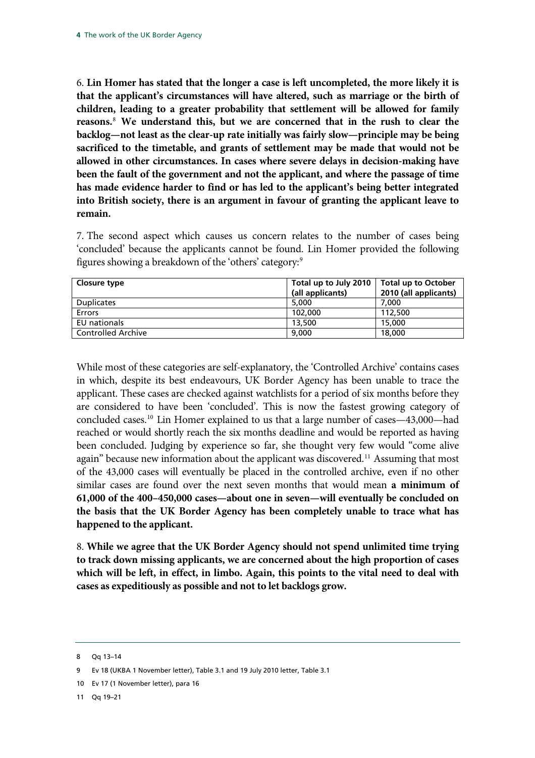6. **Lin Homer has stated that the longer a case is left uncompleted, the more likely it is that the applicant's circumstances will have altered, such as marriage or the birth of children, leading to a greater probability that settlement will be allowed for family reasons.**[8] **We understand this, but we are concerned that in the rush to clear the backlog—not least as the clear-up rate initially was fairly slow—principle may be being sacrificed to the timetable, and grants of settlement may be made that would not be allowed in other circumstances. In cases where severe delays in decision-making have been the fault of the government and not the applicant, and where the passage of time has made evidence harder to find or has led to the applicant's being better integrated into British society, there is an argument in favour of granting the applicant leave to remain.**

7. The second aspect which causes us concern relates to the number of cases being 'concluded' because the applicants cannot be found. Lin Homer provided the following figures showing a breakdown of the 'others' category:[9]

| Closure type | Total up to July 2010 (all applicants) | Total up to October 2010 (all applicants) |
|---|---|---|
| Duplicates | 5,000 | 7,000 |
| Errors | 102,000 | 112,500 |
| EU nationals | 13,500 | 15,000 |
| Controlled Archive | 9,000 | 18,000 |

While most of these categories are self-explanatory, the 'Controlled Archive' contains cases in which, despite its best endeavours, UK Border Agency has been unable to trace the applicant. These cases are checked against watchlists for a period of six months before they are considered to have been 'concluded'. This is now the fastest growing category of concluded cases.[10] Lin Homer explained to us that a large number of cases—43,000—had reached or would shortly reach the six months deadline and would be reported as having been concluded. Judging by experience so far, she thought very few would "come alive again" because new information about the applicant was discovered.[11] Assuming that most of the 43,000 cases will eventually be placed in the controlled archive, even if no other similar cases are found over the next seven months that would mean **a minimum of 61,000 of the 400–450,000 cases—about one in seven—will eventually be concluded on the basis that the UK Border Agency has been completely unable to trace what has happened to the applicant.**

8. **While we agree that the UK Border Agency should not spend unlimited time trying to track down missing applicants, we are concerned about the high proportion of cases which will be left, in effect, in limbo. Again, this points to the vital need to deal with cases as expeditiously as possible and not to let backlogs grow.**

---

8 Qq 13–14

9 Ev 18 (UKBA 1 November letter), Table 3.1 and 19 July 2010 letter, Table 3.1

10 Ev 17 (1 November letter), para 16

11 Qq 19–21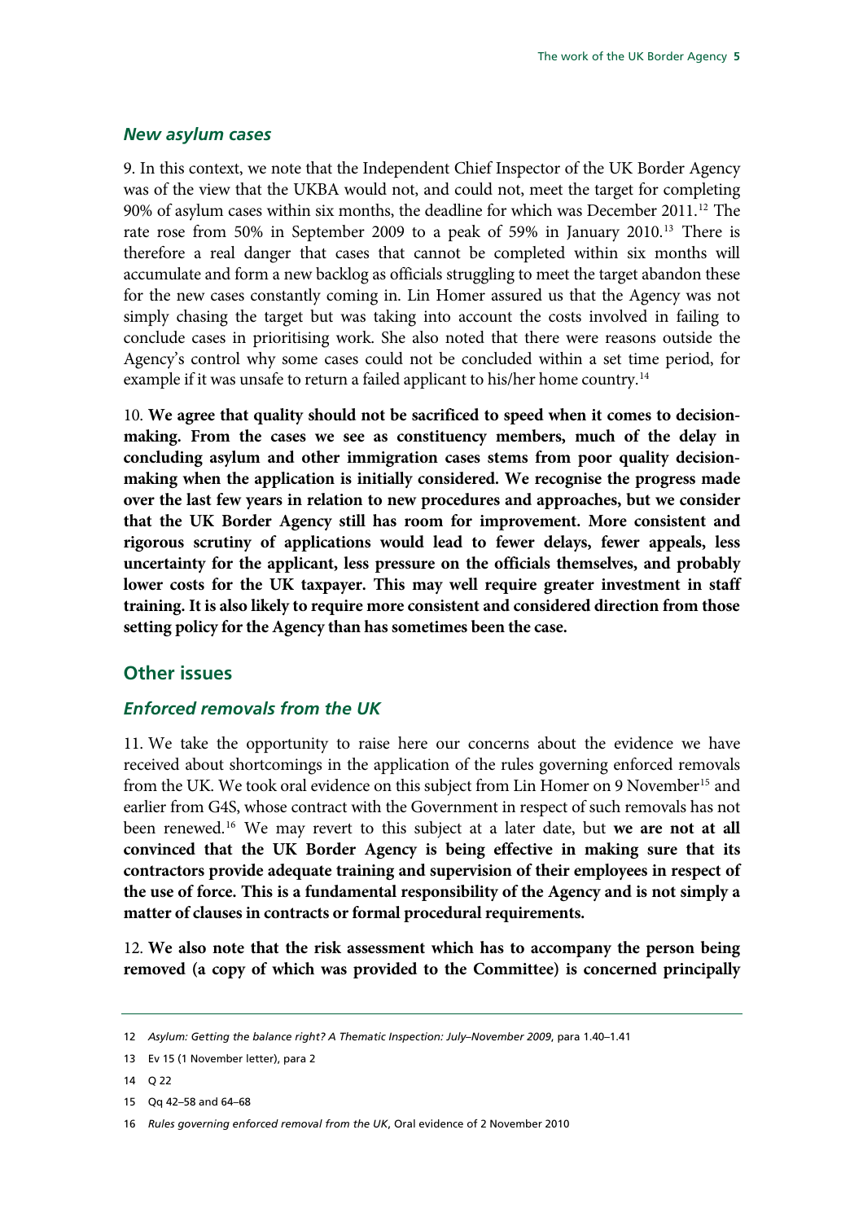### *New asylum cases*

9. In this context, we note that the Independent Chief Inspector of the UK Border Agency was of the view that the UKBA would not, and could not, meet the target for completing 90% of asylum cases within six months, the deadline for which was December 2011.[12] The rate rose from 50% in September 2009 to a peak of 59% in January 2010.[13] There is therefore a real danger that cases that cannot be completed within six months will accumulate and form a new backlog as officials struggling to meet the target abandon these for the new cases constantly coming in. Lin Homer assured us that the Agency was not simply chasing the target but was taking into account the costs involved in failing to conclude cases in prioritising work. She also noted that there were reasons outside the Agency's control why some cases could not be concluded within a set time period, for example if it was unsafe to return a failed applicant to his/her home country.[14]

10. **We agree that quality should not be sacrificed to speed when it comes to decision-making. From the cases we see as constituency members, much of the delay in concluding asylum and other immigration cases stems from poor quality decision-making when the application is initially considered. We recognise the progress made over the last few years in relation to new procedures and approaches, but we consider that the UK Border Agency still has room for improvement. More consistent and rigorous scrutiny of applications would lead to fewer delays, fewer appeals, less uncertainty for the applicant, less pressure on the officials themselves, and probably lower costs for the UK taxpayer. This may well require greater investment in staff training. It is also likely to require more consistent and considered direction from those setting policy for the Agency than has sometimes been the case.**

## Other issues

### *Enforced removals from the UK*

11. We take the opportunity to raise here our concerns about the evidence we have received about shortcomings in the application of the rules governing enforced removals from the UK. We took oral evidence on this subject from Lin Homer on 9 November[15] and earlier from G4S, whose contract with the Government in respect of such removals has not been renewed.[16] We may revert to this subject at a later date, but **we are not at all convinced that the UK Border Agency is being effective in making sure that its contractors provide adequate training and supervision of their employees in respect of the use of force. This is a fundamental responsibility of the Agency and is not simply a matter of clauses in contracts or formal procedural requirements.**

12. **We also note that the risk assessment which has to accompany the person being removed (a copy of which was provided to the Committee) is concerned principally**

---

12 *Asylum: Getting the balance right? A Thematic Inspection: July–November 2009*, para 1.40–1.41

13 Ev 15 (1 November letter), para 2

14 Q 22

15 Qq 42–58 and 64–68

16 *Rules governing enforced removal from the UK*, Oral evidence of 2 November 2010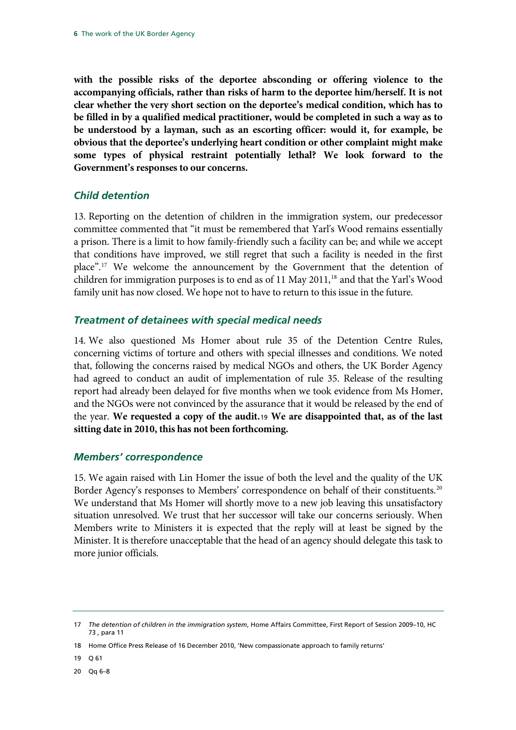**with the possible risks of the deportee absconding or offering violence to the accompanying officials, rather than risks of harm to the deportee him/herself. It is not clear whether the very short section on the deportee's medical condition, which has to be filled in by a qualified medical practitioner, would be completed in such a way as to be understood by a layman, such as an escorting officer: would it, for example, be obvious that the deportee's underlying heart condition or other complaint might make some types of physical restraint potentially lethal? We look forward to the Government's responses to our concerns.**

### *Child detention*

13. Reporting on the detention of children in the immigration system, our predecessor committee commented that "it must be remembered that Yarl's Wood remains essentially a prison. There is a limit to how family-friendly such a facility can be; and while we accept that conditions have improved, we still regret that such a facility is needed in the first place".[17] We welcome the announcement by the Government that the detention of children for immigration purposes is to end as of 11 May 2011,[18] and that the Yarl's Wood family unit has now closed. We hope not to have to return to this issue in the future.

### *Treatment of detainees with special medical needs*

14. We also questioned Ms Homer about rule 35 of the Detention Centre Rules, concerning victims of torture and others with special illnesses and conditions. We noted that, following the concerns raised by medical NGOs and others, the UK Border Agency had agreed to conduct an audit of implementation of rule 35. Release of the resulting report had already been delayed for five months when we took evidence from Ms Homer, and the NGOs were not convinced by the assurance that it would be released by the end of the year. **We requested a copy of the audit.**[19] **We are disappointed that, as of the last sitting date in 2010, this has not been forthcoming.**

### *Members' correspondence*

15. We again raised with Lin Homer the issue of both the level and the quality of the UK Border Agency's responses to Members' correspondence on behalf of their constituents.[20] We understand that Ms Homer will shortly move to a new job leaving this unsatisfactory situation unresolved. We trust that her successor will take our concerns seriously. When Members write to Ministers it is expected that the reply will at least be signed by the Minister. It is therefore unacceptable that the head of an agency should delegate this task to more junior officials.

---

17 *The detention of children in the immigration system*, Home Affairs Committee, First Report of Session 2009–10, HC 73 , para 11

18 Home Office Press Release of 16 December 2010, 'New compassionate approach to family returns'

19 Q 61

20 Qq 6–8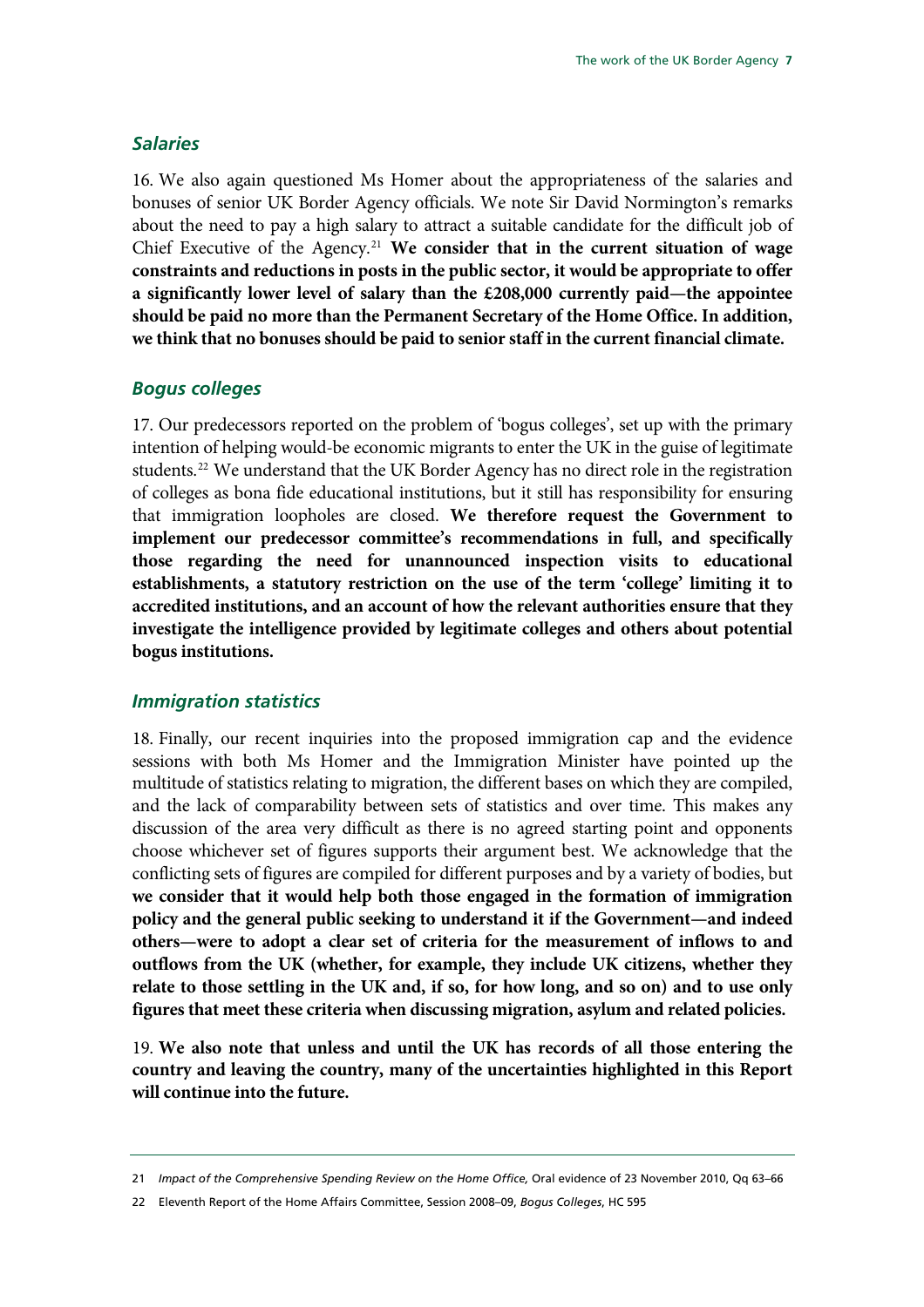### *Salaries*

16. We also again questioned Ms Homer about the appropriateness of the salaries and bonuses of senior UK Border Agency officials. We note Sir David Normington's remarks about the need to pay a high salary to attract a suitable candidate for the difficult job of Chief Executive of the Agency.[21] **We consider that in the current situation of wage constraints and reductions in posts in the public sector, it would be appropriate to offer a significantly lower level of salary than the £208,000 currently paid—the appointee should be paid no more than the Permanent Secretary of the Home Office. In addition, we think that no bonuses should be paid to senior staff in the current financial climate.**

### *Bogus colleges*

17. Our predecessors reported on the problem of 'bogus colleges', set up with the primary intention of helping would-be economic migrants to enter the UK in the guise of legitimate students.[22] We understand that the UK Border Agency has no direct role in the registration of colleges as bona fide educational institutions, but it still has responsibility for ensuring that immigration loopholes are closed. **We therefore request the Government to implement our predecessor committee's recommendations in full, and specifically those regarding the need for unannounced inspection visits to educational establishments, a statutory restriction on the use of the term 'college' limiting it to accredited institutions, and an account of how the relevant authorities ensure that they investigate the intelligence provided by legitimate colleges and others about potential bogus institutions.**

### *Immigration statistics*

18. Finally, our recent inquiries into the proposed immigration cap and the evidence sessions with both Ms Homer and the Immigration Minister have pointed up the multitude of statistics relating to migration, the different bases on which they are compiled, and the lack of comparability between sets of statistics and over time. This makes any discussion of the area very difficult as there is no agreed starting point and opponents choose whichever set of figures supports their argument best. We acknowledge that the conflicting sets of figures are compiled for different purposes and by a variety of bodies, but **we consider that it would help both those engaged in the formation of immigration policy and the general public seeking to understand it if the Government—and indeed others—were to adopt a clear set of criteria for the measurement of inflows to and outflows from the UK (whether, for example, they include UK citizens, whether they relate to those settling in the UK and, if so, for how long, and so on) and to use only figures that meet these criteria when discussing migration, asylum and related policies.**

19. **We also note that unless and until the UK has records of all those entering the country and leaving the country, many of the uncertainties highlighted in this Report will continue into the future.**

---

21 *Impact of the Comprehensive Spending Review on the Home Office,* Oral evidence of 23 November 2010, Qq 63–66

22 Eleventh Report of the Home Affairs Committee, Session 2008–09, *Bogus Colleges*, HC 595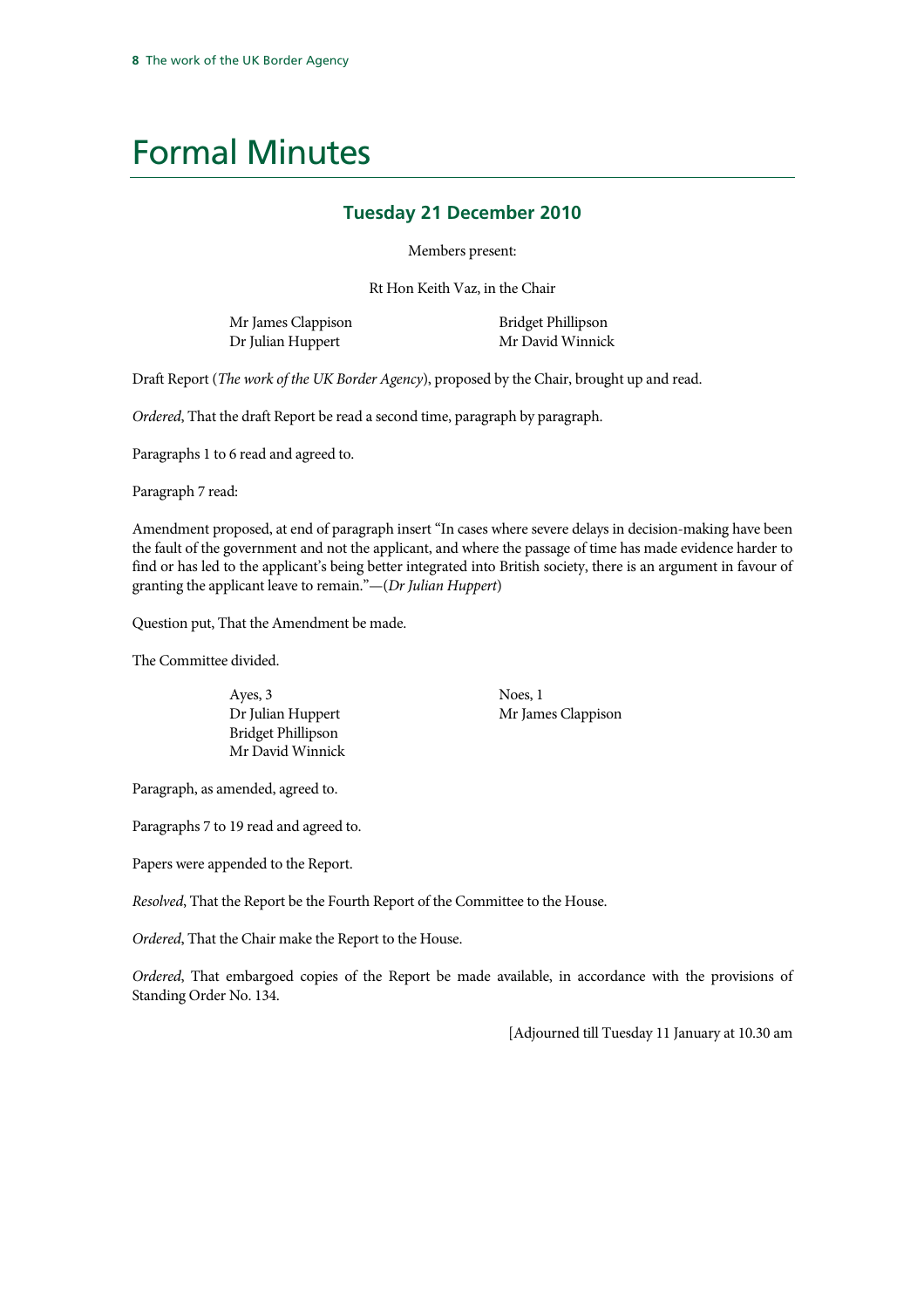# Formal Minutes

## Tuesday 21 December 2010

Members present:

Rt Hon Keith Vaz, in the Chair

Mr James Clappison
Dr Julian Huppert
Bridget Phillipson
Mr David Winnick

Draft Report (*The work of the UK Border Agency*), proposed by the Chair, brought up and read.

*Ordered*, That the draft Report be read a second time, paragraph by paragraph.

Paragraphs 1 to 6 read and agreed to.

Paragraph 7 read:

Amendment proposed, at end of paragraph insert "In cases where severe delays in decision-making have been the fault of the government and not the applicant, and where the passage of time has made evidence harder to find or has led to the applicant's being better integrated into British society, there is an argument in favour of granting the applicant leave to remain."—(*Dr Julian Huppert*)

Question put, That the Amendment be made.

The Committee divided.

Ayes, 3
Dr Julian Huppert
Bridget Phillipson
Mr David Winnick

Noes, 1
Mr James Clappison

Paragraph, as amended, agreed to.

Paragraphs 7 to 19 read and agreed to.

Papers were appended to the Report.

*Resolved*, That the Report be the Fourth Report of the Committee to the House.

*Ordered*, That the Chair make the Report to the House.

*Ordered*, That embargoed copies of the Report be made available, in accordance with the provisions of Standing Order No. 134.

[Adjourned till Tuesday 11 January at 10.30 am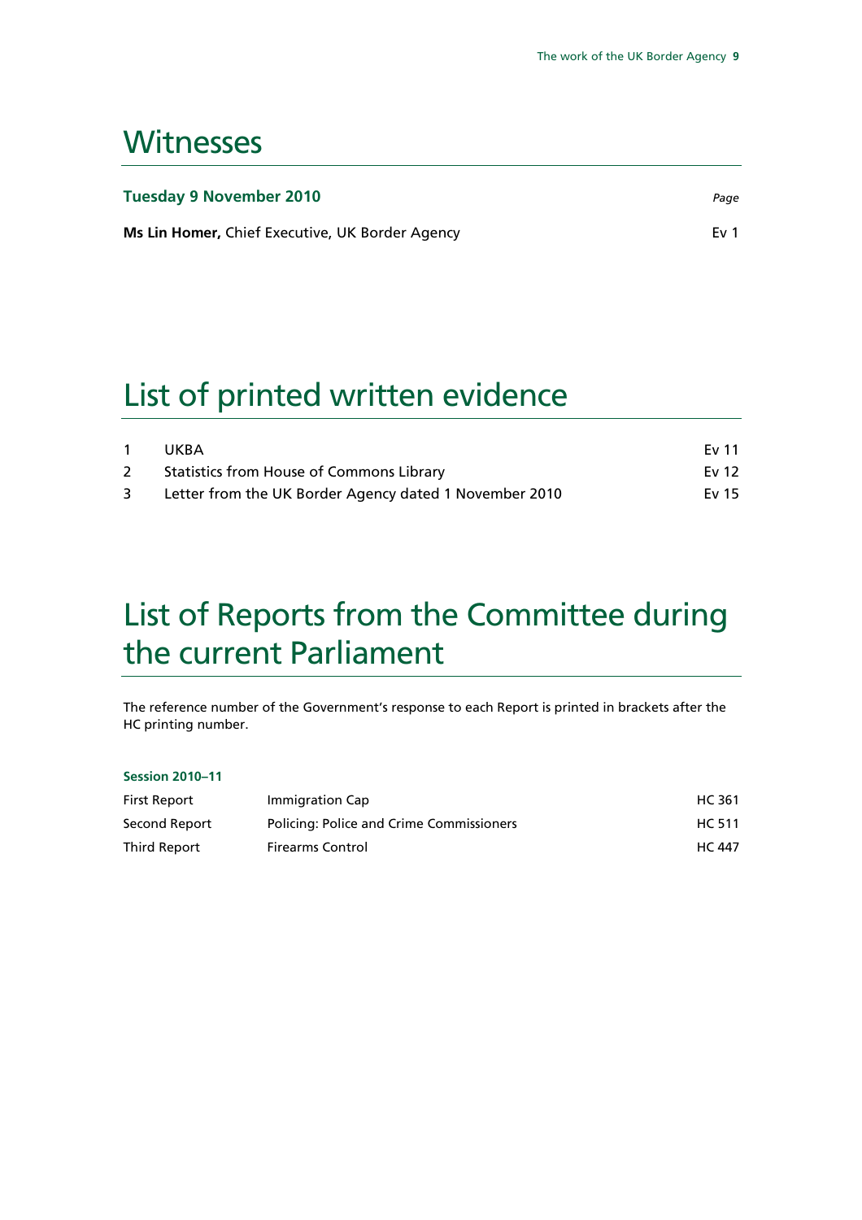# Witnesses

| **Tuesday 9 November 2010** | *Page* |
|---|---|
| **Ms Lin Homer,** Chief Executive, UK Border Agency | Ev 1 |

# List of printed written evidence

| | | |
|---|---|---|
| 1 | UKBA | Ev 11 |
| 2 | Statistics from House of Commons Library | Ev 12 |
| 3 | Letter from the UK Border Agency dated 1 November 2010 | Ev 15 |

# List of Reports from the Committee during the current Parliament

The reference number of the Government's response to each Report is printed in brackets after the HC printing number.

**Session 2010–11**

| | | |
|---|---|---|
| First Report | Immigration Cap | HC 361 |
| Second Report | Policing: Police and Crime Commissioners | HC 511 |
| Third Report | Firearms Control | HC 447 |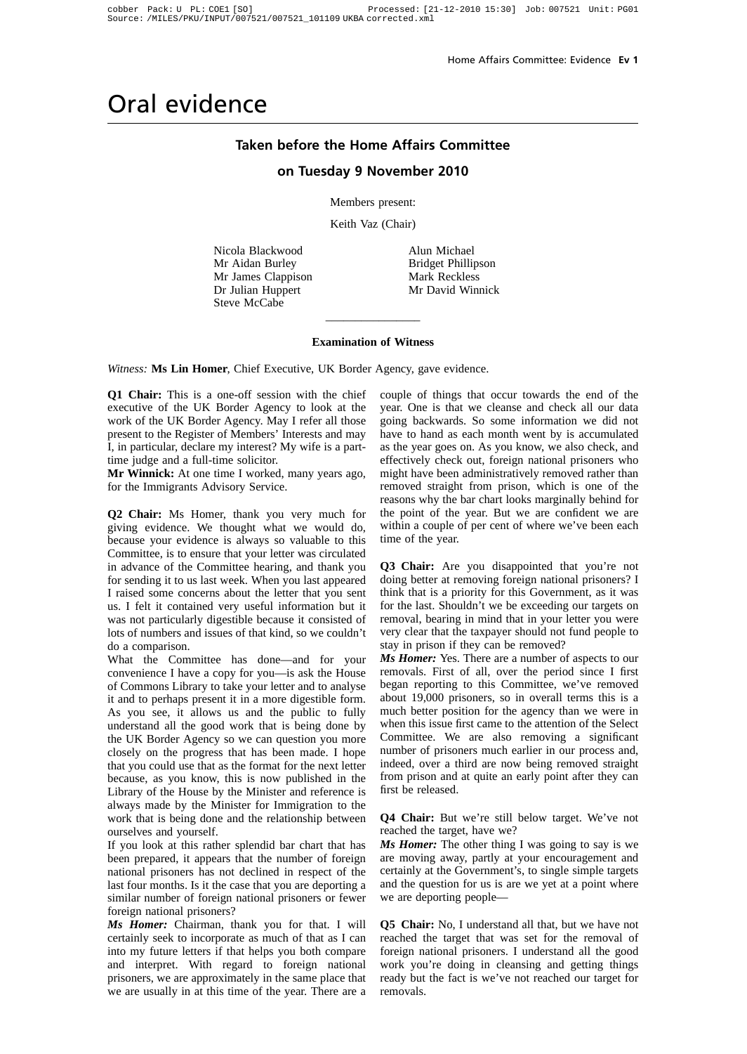# Oral evidence

## Taken before the Home Affairs Committee

## on Tuesday 9 November 2010

Members present:

Keith Vaz (Chair)

Nicola Blackwood
Mr Aidan Burley
Mr James Clappison
Dr Julian Huppert
Steve McCabe
Alun Michael
Bridget Phillipson
Mark Reckless
Mr David Winnick

---

**Examination of Witness**

*Witness:* **Ms Lin Homer**, Chief Executive, UK Border Agency, gave evidence.

**Q1 Chair:** This is a one-off session with the chief executive of the UK Border Agency to look at the work of the UK Border Agency. May I refer all those present to the Register of Members' Interests and may I, in particular, declare my interest? My wife is a part-time judge and a full-time solicitor.

**Mr Winnick:** At one time I worked, many years ago, for the Immigrants Advisory Service.

**Q2 Chair:** Ms Homer, thank you very much for giving evidence. We thought what we would do, because your evidence is always so valuable to this Committee, is to ensure that your letter was circulated in advance of the Committee hearing, and thank you for sending it to us last week. When you last appeared I raised some concerns about the letter that you sent us. I felt it contained very useful information but it was not particularly digestible because it consisted of lots of numbers and issues of that kind, so we couldn't do a comparison.

What the Committee has done—and for your convenience I have a copy for you—is ask the House of Commons Library to take your letter and to analyse it and to perhaps present it in a more digestible form. As you see, it allows us and the public to fully understand all the good work that is being done by the UK Border Agency so we can question you more closely on the progress that has been made. I hope that you could use that as the format for the next letter because, as you know, this is now published in the Library of the House by the Minister and reference is always made by the Minister for Immigration to the work that is being done and the relationship between ourselves and yourself.

If you look at this rather splendid bar chart that has been prepared, it appears that the number of foreign national prisoners has not declined in respect of the last four months. Is it the case that you are deporting a similar number of foreign national prisoners or fewer foreign national prisoners?

***Ms Homer:*** Chairman, thank you for that. I will certainly seek to incorporate as much of that as I can into my future letters if that helps you both compare and interpret. With regard to foreign national prisoners, we are approximately in the same place that we are usually in at this time of the year. There are a couple of things that occur towards the end of the year. One is that we cleanse and check all our data going backwards. So some information we did not have to hand as each month went by is accumulated as the year goes on. As you know, we also check, and effectively check out, foreign national prisoners who might have been administratively removed rather than removed straight from prison, which is one of the reasons why the bar chart looks marginally behind for the point of the year. But we are confident we are within a couple of per cent of where we've been each time of the year.

**Q3 Chair:** Are you disappointed that you're not doing better at removing foreign national prisoners? I think that is a priority for this Government, as it was for the last. Shouldn't we be exceeding our targets on removal, bearing in mind that in your letter you were very clear that the taxpayer should not fund people to stay in prison if they can be removed?

***Ms Homer:*** Yes. There are a number of aspects to our removals. First of all, over the period since I first began reporting to this Committee, we've removed about 19,000 prisoners, so in overall terms this is a much better position for the agency than we were in when this issue first came to the attention of the Select Committee. We are also removing a significant number of prisoners much earlier in our process and, indeed, over a third are now being removed straight from prison and at quite an early point after they can first be released.

**Q4 Chair:** But we're still below target. We've not reached the target, have we?

***Ms Homer:*** The other thing I was going to say is we are moving away, partly at your encouragement and certainly at the Government's, to single simple targets and the question for us is are we yet at a point where we are deporting people—

**Q5 Chair:** No, I understand all that, but we have not reached the target that was set for the removal of foreign national prisoners. I understand all the good work you're doing in cleansing and getting things ready but the fact is we've not reached our target for removals.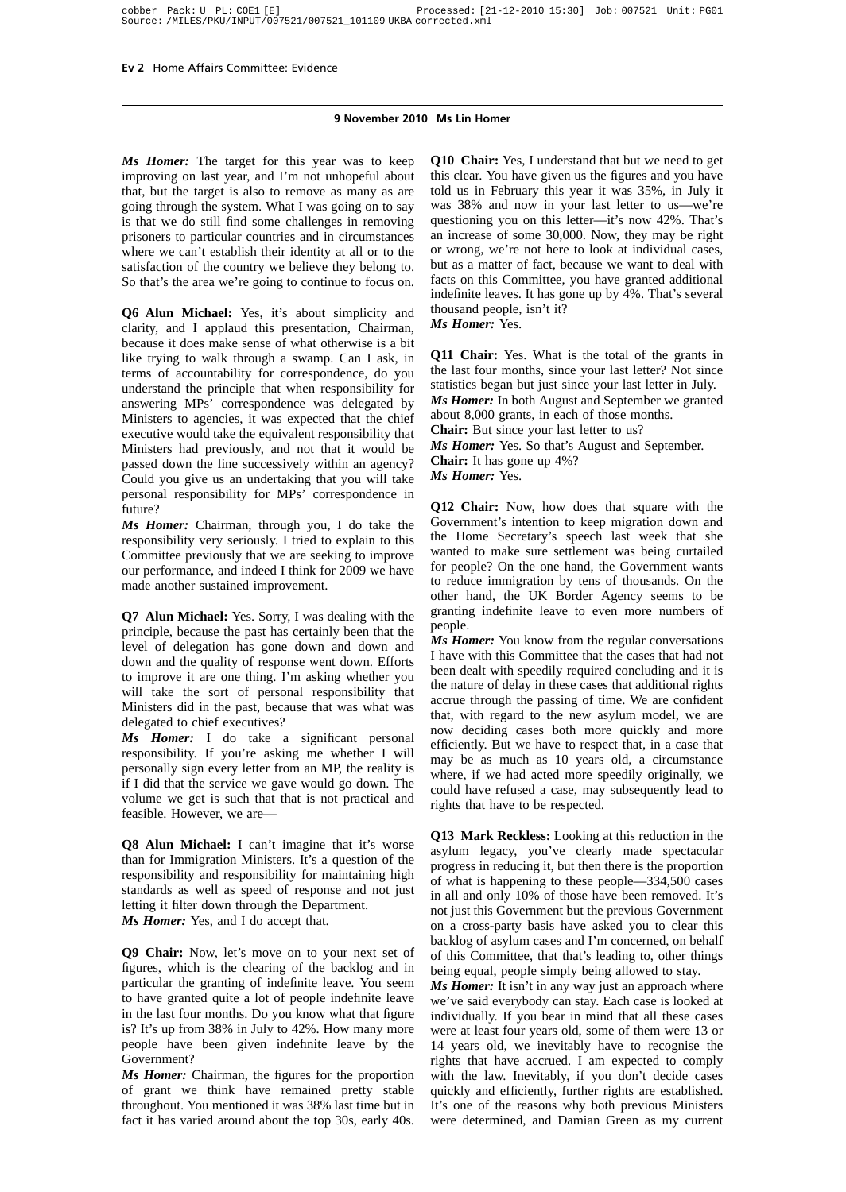**9 November 2010 Ms Lin Homer**

***Ms Homer:*** The target for this year was to keep improving on last year, and I'm not unhopeful about that, but the target is also to remove as many as are going through the system. What I was going on to say is that we do still find some challenges in removing prisoners to particular countries and in circumstances where we can't establish their identity at all or to the satisfaction of the country we believe they belong to. So that's the area we're going to continue to focus on.

**Q6 Alun Michael:** Yes, it's about simplicity and clarity, and I applaud this presentation, Chairman, because it does make sense of what otherwise is a bit like trying to walk through a swamp. Can I ask, in terms of accountability for correspondence, do you understand the principle that when responsibility for answering MPs' correspondence was delegated by Ministers to agencies, it was expected that the chief executive would take the equivalent responsibility that Ministers had previously, and not that it would be passed down the line successively within an agency? Could you give us an undertaking that you will take personal responsibility for MPs' correspondence in future?

***Ms Homer:*** Chairman, through you, I do take the responsibility very seriously. I tried to explain to this Committee previously that we are seeking to improve our performance, and indeed I think for 2009 we have made another sustained improvement.

**Q7 Alun Michael:** Yes. Sorry, I was dealing with the principle, because the past has certainly been that the level of delegation has gone down and down and down and the quality of response went down. Efforts to improve it are one thing. I'm asking whether you will take the sort of personal responsibility that Ministers did in the past, because that was what was delegated to chief executives?

***Ms Homer:*** I do take a significant personal responsibility. If you're asking me whether I will personally sign every letter from an MP, the reality is if I did that the service we gave would go down. The volume we get is such that that is not practical and feasible. However, we are—

**Q8 Alun Michael:** I can't imagine that it's worse than for Immigration Ministers. It's a question of the responsibility and responsibility for maintaining high standards as well as speed of response and not just letting it filter down through the Department.

***Ms Homer:*** Yes, and I do accept that.

**Q9 Chair:** Now, let's move on to your next set of figures, which is the clearing of the backlog and in particular the granting of indefinite leave. You seem to have granted quite a lot of people indefinite leave in the last four months. Do you know what that figure is? It's up from 38% in July to 42%. How many more people have been given indefinite leave by the Government?

***Ms Homer:*** Chairman, the figures for the proportion of grant we think have remained pretty stable throughout. You mentioned it was 38% last time but in fact it has varied around about the top 30s, early 40s.

**Q10 Chair:** Yes, I understand that but we need to get this clear. You have given us the figures and you have told us in February this year it was 35%, in July it was 38% and now in your last letter to us—we're questioning you on this letter—it's now 42%. That's an increase of some 30,000. Now, they may be right or wrong, we're not here to look at individual cases, but as a matter of fact, because we want to deal with facts on this Committee, you have granted additional indefinite leaves. It has gone up by 4%. That's several thousand people, isn't it?

***Ms Homer:*** Yes.

**Q11 Chair:** Yes. What is the total of the grants in the last four months, since your last letter? Not since statistics began but just since your last letter in July.

***Ms Homer:*** In both August and September we granted about 8,000 grants, in each of those months.

**Chair:** But since your last letter to us?

***Ms Homer:*** Yes. So that's August and September.

**Chair:** It has gone up 4%?

***Ms Homer:*** Yes.

**Q12 Chair:** Now, how does that square with the Government's intention to keep migration down and the Home Secretary's speech last week that she wanted to make sure settlement was being curtailed for people? On the one hand, the Government wants to reduce immigration by tens of thousands. On the other hand, the UK Border Agency seems to be granting indefinite leave to even more numbers of people.

***Ms Homer:*** You know from the regular conversations I have with this Committee that the cases that had not been dealt with speedily required concluding and it is the nature of delay in these cases that additional rights accrue through the passing of time. We are confident that, with regard to the new asylum model, we are now deciding cases both more quickly and more efficiently. But we have to respect that, in a case that may be as much as 10 years old, a circumstance where, if we had acted more speedily originally, we could have refused a case, may subsequently lead to rights that have to be respected.

**Q13 Mark Reckless:** Looking at this reduction in the asylum legacy, you've clearly made spectacular progress in reducing it, but then there is the proportion of what is happening to these people—334,500 cases in all and only 10% of those have been removed. It's not just this Government but the previous Government on a cross-party basis have asked you to clear this backlog of asylum cases and I'm concerned, on behalf of this Committee, that that's leading to, other things being equal, people simply being allowed to stay.

***Ms Homer:*** It isn't in any way just an approach where we've said everybody can stay. Each case is looked at individually. If you bear in mind that all these cases were at least four years old, some of them were 13 or 14 years old, we inevitably have to recognise the rights that have accrued. I am expected to comply with the law. Inevitably, if you don't decide cases quickly and efficiently, further rights are established. It's one of the reasons why both previous Ministers were determined, and Damian Green as my current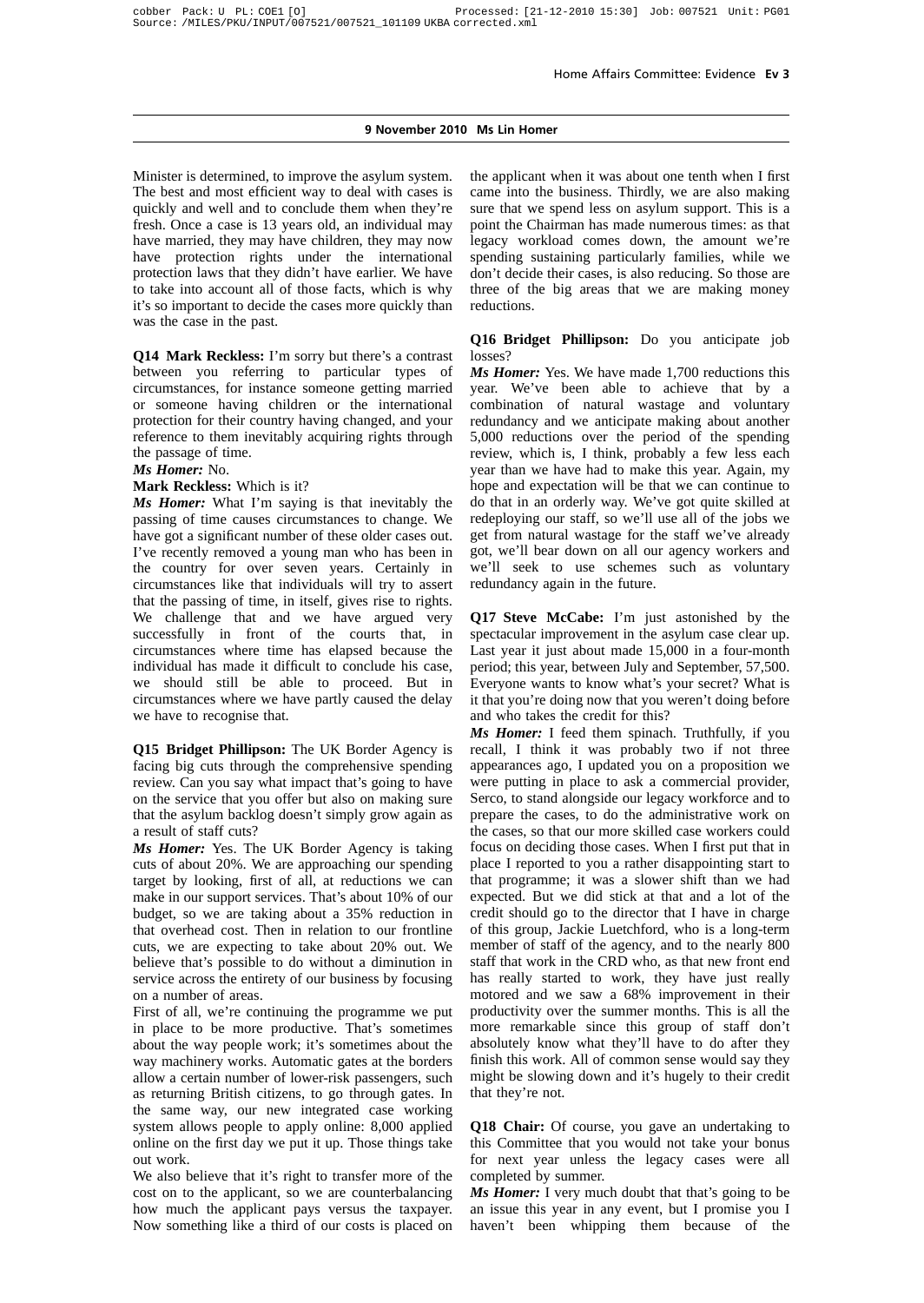**9 November 2010 Ms Lin Homer**

Minister is determined, to improve the asylum system. The best and most efficient way to deal with cases is quickly and well and to conclude them when they're fresh. Once a case is 13 years old, an individual may have married, they may have children, they may now have protection rights under the international protection laws that they didn't have earlier. We have to take into account all of those facts, which is why it's so important to decide the cases more quickly than was the case in the past.

**Q14 Mark Reckless:** I'm sorry but there's a contrast between you referring to particular types of circumstances, for instance someone getting married or someone having children or the international protection for their country having changed, and your reference to them inevitably acquiring rights through the passage of time.

***Ms Homer:*** No.

**Mark Reckless:** Which is it?

***Ms Homer:*** What I'm saying is that inevitably the passing of time causes circumstances to change. We have got a significant number of these older cases out. I've recently removed a young man who has been in the country for over seven years. Certainly in circumstances like that individuals will try to assert that the passing of time, in itself, gives rise to rights. We challenge that and we have argued very successfully in front of the courts that, in circumstances where time has elapsed because the individual has made it difficult to conclude his case, we should still be able to proceed. But in circumstances where we have partly caused the delay we have to recognise that.

**Q15 Bridget Phillipson:** The UK Border Agency is facing big cuts through the comprehensive spending review. Can you say what impact that's going to have on the service that you offer but also on making sure that the asylum backlog doesn't simply grow again as a result of staff cuts?

***Ms Homer:*** Yes. The UK Border Agency is taking cuts of about 20%. We are approaching our spending target by looking, first of all, at reductions we can make in our support services. That's about 10% of our budget, so we are taking about a 35% reduction in that overhead cost. Then in relation to our frontline cuts, we are expecting to take about 20% out. We believe that's possible to do without a diminution in service across the entirety of our business by focusing on a number of areas.

First of all, we're continuing the programme we put in place to be more productive. That's sometimes about the way people work; it's sometimes about the way machinery works. Automatic gates at the borders allow a certain number of lower-risk passengers, such as returning British citizens, to go through gates. In the same way, our new integrated case working system allows people to apply online: 8,000 applied online on the first day we put it up. Those things take out work.

We also believe that it's right to transfer more of the cost on to the applicant, so we are counterbalancing how much the applicant pays versus the taxpayer. Now something like a third of our costs is placed on the applicant when it was about one tenth when I first came into the business. Thirdly, we are also making sure that we spend less on asylum support. This is a point the Chairman has made numerous times: as that legacy workload comes down, the amount we're spending sustaining particularly families, while we don't decide their cases, is also reducing. So those are three of the big areas that we are making money reductions.

**Q16 Bridget Phillipson:** Do you anticipate job losses?

***Ms Homer:*** Yes. We have made 1,700 reductions this year. We've been able to achieve that by a combination of natural wastage and voluntary redundancy and we anticipate making about another 5,000 reductions over the period of the spending review, which is, I think, probably a few less each year than we have had to make this year. Again, my hope and expectation will be that we can continue to do that in an orderly way. We've got quite skilled at redeploying our staff, so we'll use all of the jobs we get from natural wastage for the staff we've already got, we'll bear down on all our agency workers and we'll seek to use schemes such as voluntary redundancy again in the future.

**Q17 Steve McCabe:** I'm just astonished by the spectacular improvement in the asylum case clear up. Last year it just about made 15,000 in a four-month period; this year, between July and September, 57,500. Everyone wants to know what's your secret? What is it that you're doing now that you weren't doing before and who takes the credit for this?

***Ms Homer:*** I feed them spinach. Truthfully, if you recall, I think it was probably two if not three appearances ago, I updated you on a proposition we were putting in place to ask a commercial provider, Serco, to stand alongside our legacy workforce and to prepare the cases, to do the administrative work on the cases, so that our more skilled case workers could focus on deciding those cases. When I first put that in place I reported to you a rather disappointing start to that programme; it was a slower shift than we had expected. But we did stick at that and a lot of the credit should go to the director that I have in charge of this group, Jackie Luetchford, who is a long-term member of staff of the agency, and to the nearly 800 staff that work in the CRD who, as that new front end has really started to work, they have just really motored and we saw a 68% improvement in their productivity over the summer months. This is all the more remarkable since this group of staff don't absolutely know what they'll have to do after they finish this work. All of common sense would say they might be slowing down and it's hugely to their credit that they're not.

**Q18 Chair:** Of course, you gave an undertaking to this Committee that you would not take your bonus for next year unless the legacy cases were all completed by summer.

***Ms Homer:*** I very much doubt that that's going to be an issue this year in any event, but I promise you I haven't been whipping them because of the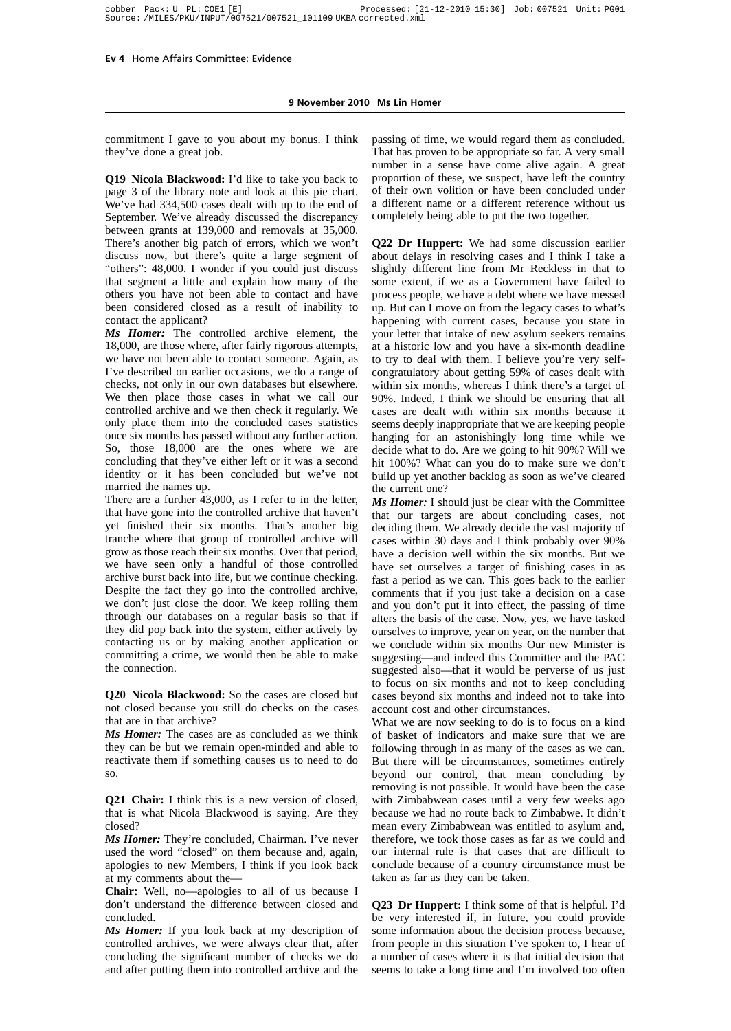**9 November 2010 Ms Lin Homer**

commitment I gave to you about my bonus. I think they've done a great job.

**Q19 Nicola Blackwood:** I'd like to take you back to page 3 of the library note and look at this pie chart. We've had 334,500 cases dealt with up to the end of September. We've already discussed the discrepancy between grants at 139,000 and removals at 35,000. There's another big patch of errors, which we won't discuss now, but there's quite a large segment of "others": 48,000. I wonder if you could just discuss that segment a little and explain how many of the others you have not been able to contact and have been considered closed as a result of inability to contact the applicant?

***Ms Homer:*** The controlled archive element, the 18,000, are those where, after fairly rigorous attempts, we have not been able to contact someone. Again, as I've described on earlier occasions, we do a range of checks, not only in our own databases but elsewhere. We then place those cases in what we call our controlled archive and we then check it regularly. We only place them into the concluded cases statistics once six months has passed without any further action. So, those 18,000 are the ones where we are concluding that they've either left or it was a second identity or it has been concluded but we've not married the names up.

There are a further 43,000, as I refer to in the letter, that have gone into the controlled archive that haven't yet finished their six months. That's another big tranche where that group of controlled archive will grow as those reach their six months. Over that period, we have seen only a handful of those controlled archive burst back into life, but we continue checking. Despite the fact they go into the controlled archive, we don't just close the door. We keep rolling them through our databases on a regular basis so that if they did pop back into the system, either actively by contacting us or by making another application or committing a crime, we would then be able to make the connection.

**Q20 Nicola Blackwood:** So the cases are closed but not closed because you still do checks on the cases that are in that archive?

***Ms Homer:*** The cases are as concluded as we think they can be but we remain open-minded and able to reactivate them if something causes us to need to do so.

**Q21 Chair:** I think this is a new version of closed, that is what Nicola Blackwood is saying. Are they closed?

***Ms Homer:*** They're concluded, Chairman. I've never used the word "closed" on them because and, again, apologies to new Members, I think if you look back at my comments about the—

**Chair:** Well, no—apologies to all of us because I don't understand the difference between closed and concluded.

***Ms Homer:*** If you look back at my description of controlled archives, we were always clear that, after concluding the significant number of checks we do and after putting them into controlled archive and the passing of time, we would regard them as concluded. That has proven to be appropriate so far. A very small number in a sense have come alive again. A great proportion of these, we suspect, have left the country of their own volition or have been concluded under a different name or a different reference without us completely being able to put the two together.

**Q22 Dr Huppert:** We had some discussion earlier about delays in resolving cases and I think I take a slightly different line from Mr Reckless in that to some extent, if we as a Government have failed to process people, we have a debt where we have messed up. But can I move on from the legacy cases to what's happening with current cases, because you state in your letter that intake of new asylum seekers remains at a historic low and you have a six-month deadline to try to deal with them. I believe you're very self-congratulatory about getting 59% of cases dealt with within six months, whereas I think there's a target of 90%. Indeed, I think we should be ensuring that all cases are dealt with within six months because it seems deeply inappropriate that we are keeping people hanging for an astonishingly long time while we decide what to do. Are we going to hit 90%? Will we hit 100%? What can you do to make sure we don't build up yet another backlog as soon as we've cleared the current one?

***Ms Homer:*** I should just be clear with the Committee that our targets are about concluding cases, not deciding them. We already decide the vast majority of cases within 30 days and I think probably over 90% have a decision well within the six months. But we have set ourselves a target of finishing cases in as fast a period as we can. This goes back to the earlier comments that if you just take a decision on a case and you don't put it into effect, the passing of time alters the basis of the case. Now, yes, we have tasked ourselves to improve, year on year, on the number that we conclude within six months Our new Minister is suggesting—and indeed this Committee and the PAC suggested also—that it would be perverse of us just to focus on six months and not to keep concluding cases beyond six months and indeed not to take into account cost and other circumstances.

What we are now seeking to do is to focus on a kind of basket of indicators and make sure that we are following through in as many of the cases as we can. But there will be circumstances, sometimes entirely beyond our control, that mean concluding by removing is not possible. It would have been the case with Zimbabwean cases until a very few weeks ago because we had no route back to Zimbabwe. It didn't mean every Zimbabwean was entitled to asylum and, therefore, we took those cases as far as we could and our internal rule is that cases that are difficult to conclude because of a country circumstance must be taken as far as they can be taken.

**Q23 Dr Huppert:** I think some of that is helpful. I'd be very interested if, in future, you could provide some information about the decision process because, from people in this situation I've spoken to, I hear of a number of cases where it is that initial decision that seems to take a long time and I'm involved too often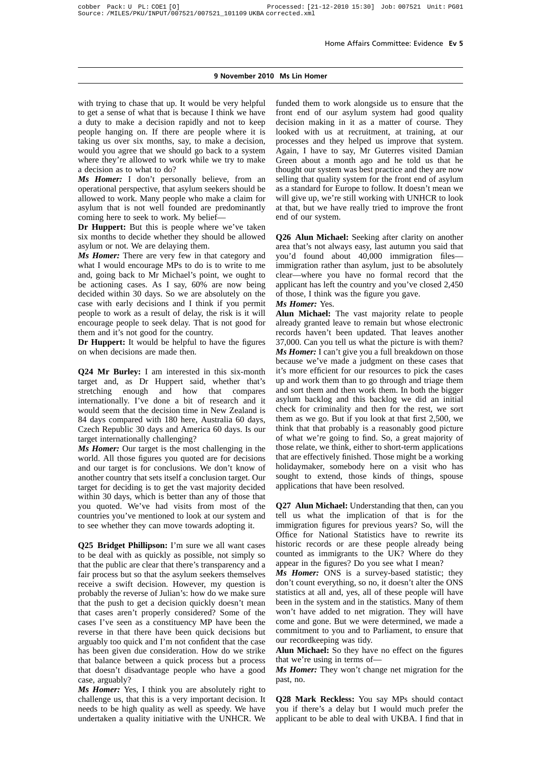**9 November 2010 Ms Lin Homer**

with trying to chase that up. It would be very helpful to get a sense of what that is because I think we have a duty to make a decision rapidly and not to keep people hanging on. If there are people where it is taking us over six months, say, to make a decision, would you agree that we should go back to a system where they're allowed to work while we try to make a decision as to what to do?

***Ms Homer:*** I don't personally believe, from an operational perspective, that asylum seekers should be allowed to work. Many people who make a claim for asylum that is not well founded are predominantly coming here to seek to work. My belief—

**Dr Huppert:** But this is people where we've taken six months to decide whether they should be allowed asylum or not. We are delaying them.

***Ms Homer:*** There are very few in that category and what I would encourage MPs to do is to write to me and, going back to Mr Michael's point, we ought to be actioning cases. As I say, 60% are now being decided within 30 days. So we are absolutely on the case with early decisions and I think if you permit people to work as a result of delay, the risk is it will encourage people to seek delay. That is not good for them and it's not good for the country.

**Dr Huppert:** It would be helpful to have the figures on when decisions are made then.

**Q24 Mr Burley:** I am interested in this six-month target and, as Dr Huppert said, whether that's stretching enough and how that compares internationally. I've done a bit of research and it would seem that the decision time in New Zealand is 84 days compared with 180 here, Australia 60 days, Czech Republic 30 days and America 60 days. Is our target internationally challenging?

***Ms Homer:*** Our target is the most challenging in the world. All those figures you quoted are for decisions and our target is for conclusions. We don't know of another country that sets itself a conclusion target. Our target for deciding is to get the vast majority decided within 30 days, which is better than any of those that you quoted. We've had visits from most of the countries you've mentioned to look at our system and to see whether they can move towards adopting it.

**Q25 Bridget Phillipson:** I'm sure we all want cases to be deal with as quickly as possible, not simply so that the public are clear that there's transparency and a fair process but so that the asylum seekers themselves receive a swift decision. However, my question is probably the reverse of Julian's: how do we make sure that the push to get a decision quickly doesn't mean that cases aren't properly considered? Some of the cases I've seen as a constituency MP have been the reverse in that there have been quick decisions but arguably too quick and I'm not confident that the case has been given due consideration. How do we strike that balance between a quick process but a process that doesn't disadvantage people who have a good case, arguably?

***Ms Homer:*** Yes, I think you are absolutely right to challenge us, that this is a very important decision. It needs to be high quality as well as speedy. We have undertaken a quality initiative with the UNHCR. We funded them to work alongside us to ensure that the front end of our asylum system had good quality decision making in it as a matter of course. They looked with us at recruitment, at training, at our processes and they helped us improve that system. Again, I have to say, Mr Guterres visited Damian Green about a month ago and he told us that he thought our system was best practice and they are now selling that quality system for the front end of asylum as a standard for Europe to follow. It doesn't mean we will give up, we're still working with UNHCR to look at that, but we have really tried to improve the front end of our system.

**Q26 Alun Michael:** Seeking after clarity on another area that's not always easy, last autumn you said that you'd found about 40,000 immigration files—immigration rather than asylum, just to be absolutely clear—where you have no formal record that the applicant has left the country and you've closed 2,450 of those, I think was the figure you gave.

***Ms Homer:*** Yes.

**Alun Michael:** The vast majority relate to people already granted leave to remain but whose electronic records haven't been updated. That leaves another 37,000. Can you tell us what the picture is with them?

***Ms Homer:*** I can't give you a full breakdown on those because we've made a judgment on these cases that it's more efficient for our resources to pick the cases up and work them than to go through and triage them and sort them and then work them. In both the bigger asylum backlog and this backlog we did an initial check for criminality and then for the rest, we sort them as we go. But if you look at that first 2,500, we think that that probably is a reasonably good picture of what we're going to find. So, a great majority of those relate, we think, either to short-term applications that are effectively finished. Those might be a working holidaymaker, somebody here on a visit who has sought to extend, those kinds of things, spouse applications that have been resolved.

**Q27 Alun Michael:** Understanding that then, can you tell us what the implication of that is for the immigration figures for previous years? So, will the Office for National Statistics have to rewrite its historic records or are these people already being counted as immigrants to the UK? Where do they appear in the figures? Do you see what I mean?

***Ms Homer:*** ONS is a survey-based statistic; they don't count everything, so no, it doesn't alter the ONS statistics at all and, yes, all of these people will have been in the system and in the statistics. Many of them won't have added to net migration. They will have come and gone. But we were determined, we made a commitment to you and to Parliament, to ensure that our recordkeeping was tidy.

**Alun Michael:** So they have no effect on the figures that we're using in terms of—

***Ms Homer:*** They won't change net migration for the past, no.

**Q28 Mark Reckless:** You say MPs should contact you if there's a delay but I would much prefer the applicant to be able to deal with UKBA. I find that in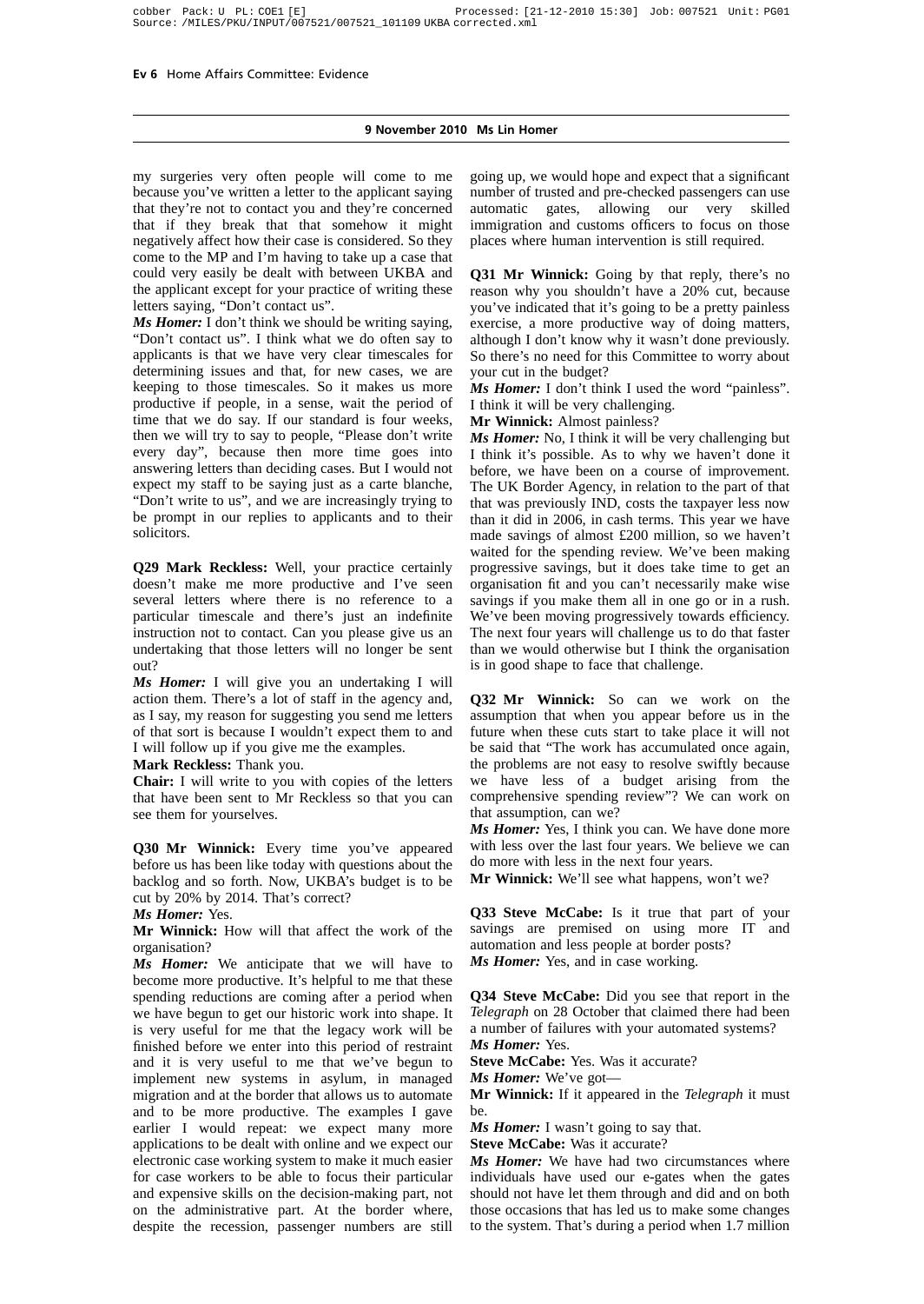my surgeries very often people will come to me because you've written a letter to the applicant saying that they're not to contact you and they're concerned that if they break that that somehow it might negatively affect how their case is considered. So they come to the MP and I'm having to take up a case that could very easily be dealt with between UKBA and the applicant except for your practice of writing these letters saying, "Don't contact us".

***Ms Homer:*** I don't think we should be writing saying, "Don't contact us". I think what we do often say to applicants is that we have very clear timescales for determining issues and that, for new cases, we are keeping to those timescales. So it makes us more productive if people, in a sense, wait the period of time that we do say. If our standard is four weeks, then we will try to say to people, "Please don't write every day", because then more time goes into answering letters than deciding cases. But I would not expect my staff to be saying just as a carte blanche, "Don't write to us", and we are increasingly trying to be prompt in our replies to applicants and to their solicitors.

**Q29 Mark Reckless:** Well, your practice certainly doesn't make me more productive and I've seen several letters where there is no reference to a particular timescale and there's just an indefinite instruction not to contact. Can you please give us an undertaking that those letters will no longer be sent out?

***Ms Homer:*** I will give you an undertaking I will action them. There's a lot of staff in the agency and, as I say, my reason for suggesting you send me letters of that sort is because I wouldn't expect them to and I will follow up if you give me the examples.

**Mark Reckless:** Thank you.

**Chair:** I will write to you with copies of the letters that have been sent to Mr Reckless so that you can see them for yourselves.

**Q30 Mr Winnick:** Every time you've appeared before us has been like today with questions about the backlog and so forth. Now, UKBA's budget is to be cut by 20% by 2014. That's correct?

***Ms Homer:*** Yes.

**Mr Winnick:** How will that affect the work of the organisation?

***Ms Homer:*** We anticipate that we will have to become more productive. It's helpful to me that these spending reductions are coming after a period when we have begun to get our historic work into shape. It is very useful for me that the legacy work will be finished before we enter into this period of restraint and it is very useful to me that we've begun to implement new systems in asylum, in managed migration and at the border that allows us to automate and to be more productive. The examples I gave earlier I would repeat: we expect many more applications to be dealt with online and we expect our electronic case working system to make it much easier for case workers to be able to focus their particular and expensive skills on the decision-making part, not on the administrative part. At the border where, despite the recession, passenger numbers are still going up, we would hope and expect that a significant number of trusted and pre-checked passengers can use automatic gates, allowing our very skilled immigration and customs officers to focus on those places where human intervention is still required.

**Q31 Mr Winnick:** Going by that reply, there's no reason why you shouldn't have a 20% cut, because you've indicated that it's going to be a pretty painless exercise, a more productive way of doing matters, although I don't know why it wasn't done previously. So there's no need for this Committee to worry about your cut in the budget?

***Ms Homer:*** I don't think I used the word "painless". I think it will be very challenging.

**Mr Winnick:** Almost painless?

***Ms Homer:*** No, I think it will be very challenging but I think it's possible. As to why we haven't done it before, we have been on a course of improvement. The UK Border Agency, in relation to the part of that that was previously IND, costs the taxpayer less now than it did in 2006, in cash terms. This year we have made savings of almost £200 million, so we haven't waited for the spending review. We've been making progressive savings, but it does take time to get an organisation fit and you can't necessarily make wise savings if you make them all in one go or in a rush. We've been moving progressively towards efficiency. The next four years will challenge us to do that faster than we would otherwise but I think the organisation is in good shape to face that challenge.

**Q32 Mr Winnick:** So can we work on the assumption that when you appear before us in the future when these cuts start to take place it will not be said that "The work has accumulated once again, the problems are not easy to resolve swiftly because we have less of a budget arising from the comprehensive spending review"? We can work on that assumption, can we?

***Ms Homer:*** Yes, I think you can. We have done more with less over the last four years. We believe we can do more with less in the next four years.

**Mr Winnick:** We'll see what happens, won't we?

**Q33 Steve McCabe:** Is it true that part of your savings are premised on using more IT and automation and less people at border posts?

***Ms Homer:*** Yes, and in case working.

**Q34 Steve McCabe:** Did you see that report in the *Telegraph* on 28 October that claimed there had been a number of failures with your automated systems?

***Ms Homer:*** Yes.

**Steve McCabe:** Yes. Was it accurate?

***Ms Homer:*** We've got—

**Mr Winnick:** If it appeared in the *Telegraph* it must be.

***Ms Homer:*** I wasn't going to say that.

**Steve McCabe:** Was it accurate?

***Ms Homer:*** We have had two circumstances where individuals have used our e-gates when the gates should not have let them through and did and on both those occasions that has led us to make some changes to the system. That's during a period when 1.7 million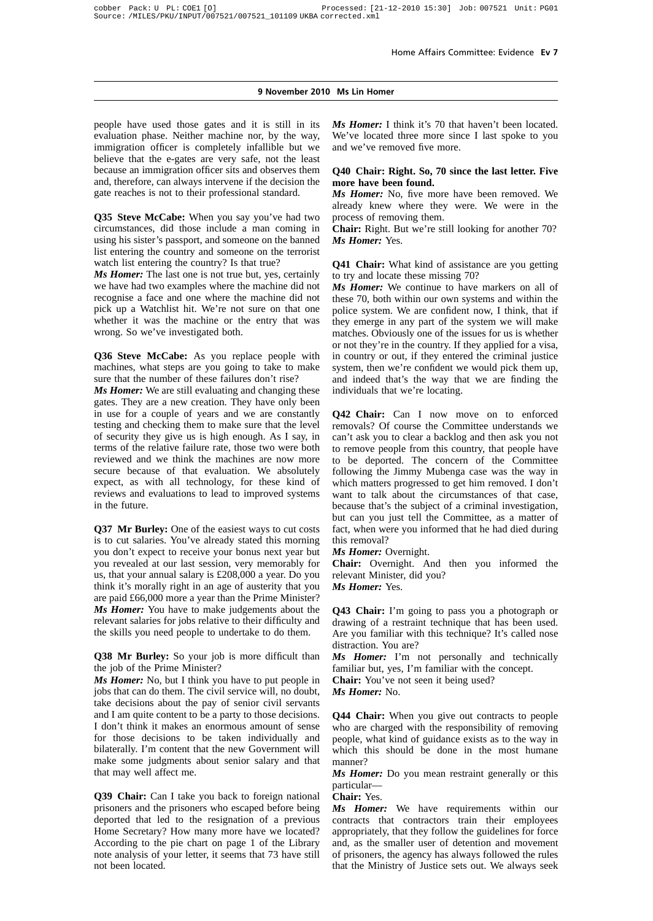people have used those gates and it is still in its evaluation phase. Neither machine nor, by the way, immigration officer is completely infallible but we believe that the e-gates are very safe, not the least because an immigration officer sits and observes them and, therefore, can always intervene if the decision the gate reaches is not to their professional standard.

**Q35 Steve McCabe:** When you say you've had two circumstances, did those include a man coming in using his sister's passport, and someone on the banned list entering the country and someone on the terrorist watch list entering the country? Is that true?

***Ms Homer:*** The last one is not true but, yes, certainly we have had two examples where the machine did not recognise a face and one where the machine did not pick up a Watchlist hit. We're not sure on that one whether it was the machine or the entry that was wrong. So we've investigated both.

**Q36 Steve McCabe:** As you replace people with machines, what steps are you going to take to make sure that the number of these failures don't rise?

***Ms Homer:*** We are still evaluating and changing these gates. They are a new creation. They have only been in use for a couple of years and we are constantly testing and checking them to make sure that the level of security they give us is high enough. As I say, in terms of the relative failure rate, those two were both reviewed and we think the machines are now more secure because of that evaluation. We absolutely expect, as with all technology, for these kind of reviews and evaluations to lead to improved systems in the future.

**Q37 Mr Burley:** One of the easiest ways to cut costs is to cut salaries. You've already stated this morning you don't expect to receive your bonus next year but you revealed at our last session, very memorably for us, that your annual salary is £208,000 a year. Do you think it's morally right in an age of austerity that you are paid £66,000 more a year than the Prime Minister?

***Ms Homer:*** You have to make judgements about the relevant salaries for jobs relative to their difficulty and the skills you need people to undertake to do them.

**Q38 Mr Burley:** So your job is more difficult than the job of the Prime Minister?

***Ms Homer:*** No, but I think you have to put people in jobs that can do them. The civil service will, no doubt, take decisions about the pay of senior civil servants and I am quite content to be a party to those decisions. I don't think it makes an enormous amount of sense for those decisions to be taken individually and bilaterally. I'm content that the new Government will make some judgments about senior salary and that that may well affect me.

**Q39 Chair:** Can I take you back to foreign national prisoners and the prisoners who escaped before being deported that led to the resignation of a previous Home Secretary? How many more have we located? According to the pie chart on page 1 of the Library note analysis of your letter, it seems that 73 have still not been located.

***Ms Homer:*** I think it's 70 that haven't been located. We've located three more since I last spoke to you and we've removed five more.

**Q40 Chair: Right. So, 70 since the last letter. Five more have been found.**

***Ms Homer:*** No, five more have been removed. We already knew where they were. We were in the process of removing them.

**Chair:** Right. But we're still looking for another 70?

***Ms Homer:*** Yes.

**Q41 Chair:** What kind of assistance are you getting to try and locate these missing 70?

***Ms Homer:*** We continue to have markers on all of these 70, both within our own systems and within the police system. We are confident now, I think, that if they emerge in any part of the system we will make matches. Obviously one of the issues for us is whether or not they're in the country. If they applied for a visa, in country or out, if they entered the criminal justice system, then we're confident we would pick them up, and indeed that's the way that we are finding the individuals that we're locating.

**Q42 Chair:** Can I now move on to enforced removals? Of course the Committee understands we can't ask you to clear a backlog and then ask you not to remove people from this country, that people have to be deported. The concern of the Committee following the Jimmy Mubenga case was the way in which matters progressed to get him removed. I don't want to talk about the circumstances of that case, because that's the subject of a criminal investigation, but can you just tell the Committee, as a matter of fact, when were you informed that he had died during this removal?

***Ms Homer:*** Overnight.

**Chair:** Overnight. And then you informed the relevant Minister, did you?

***Ms Homer:*** Yes.

**Q43 Chair:** I'm going to pass you a photograph or drawing of a restraint technique that has been used. Are you familiar with this technique? It's called nose distraction. You are?

***Ms Homer:*** I'm not personally and technically familiar but, yes, I'm familiar with the concept.

**Chair:** You've not seen it being used?

***Ms Homer:*** No.

**Q44 Chair:** When you give out contracts to people who are charged with the responsibility of removing people, what kind of guidance exists as to the way in which this should be done in the most humane manner?

***Ms Homer:*** Do you mean restraint generally or this particular—

**Chair:** Yes.

***Ms Homer:*** We have requirements within our contracts that contractors train their employees appropriately, that they follow the guidelines for force and, as the smaller user of detention and movement of prisoners, the agency has always followed the rules that the Ministry of Justice sets out. We always seek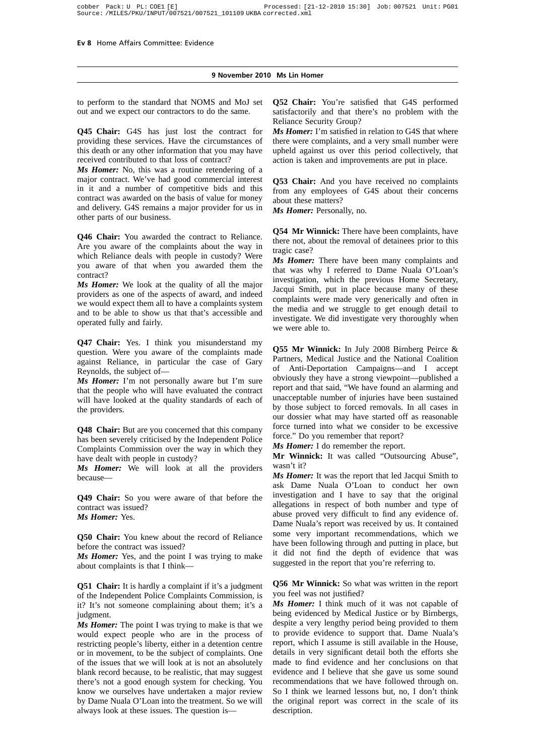to perform to the standard that NOMS and MoJ set out and we expect our contractors to do the same.

**Q45 Chair:** G4S has just lost the contract for providing these services. Have the circumstances of this death or any other information that you may have received contributed to that loss of contract?

***Ms Homer:*** No, this was a routine retendering of a major contract. We've had good commercial interest in it and a number of competitive bids and this contract was awarded on the basis of value for money and delivery. G4S remains a major provider for us in other parts of our business.

**Q46 Chair:** You awarded the contract to Reliance. Are you aware of the complaints about the way in which Reliance deals with people in custody? Were you aware of that when you awarded them the contract?

***Ms Homer:*** We look at the quality of all the major providers as one of the aspects of award, and indeed we would expect them all to have a complaints system and to be able to show us that that's accessible and operated fully and fairly.

**Q47 Chair:** Yes. I think you misunderstand my question. Were you aware of the complaints made against Reliance, in particular the case of Gary Reynolds, the subject of—

***Ms Homer:*** I'm not personally aware but I'm sure that the people who will have evaluated the contract will have looked at the quality standards of each of the providers.

**Q48 Chair:** But are you concerned that this company has been severely criticised by the Independent Police Complaints Commission over the way in which they have dealt with people in custody?

***Ms Homer:*** We will look at all the providers because—

**Q49 Chair:** So you were aware of that before the contract was issued?

***Ms Homer:*** Yes.

**Q50 Chair:** You knew about the record of Reliance before the contract was issued?

***Ms Homer:*** Yes, and the point I was trying to make about complaints is that I think—

**Q51 Chair:** It is hardly a complaint if it's a judgment of the Independent Police Complaints Commission, is it? It's not someone complaining about them; it's a judgment.

***Ms Homer:*** The point I was trying to make is that we would expect people who are in the process of restricting people's liberty, either in a detention centre or in movement, to be the subject of complaints. One of the issues that we will look at is not an absolutely blank record because, to be realistic, that may suggest there's not a good enough system for checking. You know we ourselves have undertaken a major review by Dame Nuala O'Loan into the treatment. So we will always look at these issues. The question is—

**Q52 Chair:** You're satisfied that G4S performed satisfactorily and that there's no problem with the Reliance Security Group?

***Ms Homer:*** I'm satisfied in relation to G4S that where there were complaints, and a very small number were upheld against us over this period collectively, that action is taken and improvements are put in place.

**Q53 Chair:** And you have received no complaints from any employees of G4S about their concerns about these matters?

***Ms Homer:*** Personally, no.

**Q54 Mr Winnick:** There have been complaints, have there not, about the removal of detainees prior to this tragic case?

***Ms Homer:*** There have been many complaints and that was why I referred to Dame Nuala O'Loan's investigation, which the previous Home Secretary, Jacqui Smith, put in place because many of these complaints were made very generically and often in the media and we struggle to get enough detail to investigate. We did investigate very thoroughly when we were able to.

**Q55 Mr Winnick:** In July 2008 Birnberg Peirce & Partners, Medical Justice and the National Coalition of Anti-Deportation Campaigns—and I accept obviously they have a strong viewpoint—published a report and that said, "We have found an alarming and unacceptable number of injuries have been sustained by those subject to forced removals. In all cases in our dossier what may have started off as reasonable force turned into what we consider to be excessive force." Do you remember that report?

***Ms Homer:*** I do remember the report.

**Mr Winnick:** It was called "Outsourcing Abuse", wasn't it?

***Ms Homer:*** It was the report that led Jacqui Smith to ask Dame Nuala O'Loan to conduct her own investigation and I have to say that the original allegations in respect of both number and type of abuse proved very difficult to find any evidence of. Dame Nuala's report was received by us. It contained some very important recommendations, which we have been following through and putting in place, but it did not find the depth of evidence that was suggested in the report that you're referring to.

**Q56 Mr Winnick:** So what was written in the report you feel was not justified?

***Ms Homer:*** I think much of it was not capable of being evidenced by Medical Justice or by Birnbergs, despite a very lengthy period being provided to them to provide evidence to support that. Dame Nuala's report, which I assume is still available in the House, details in very significant detail both the efforts she made to find evidence and her conclusions on that evidence and I believe that she gave us some sound recommendations that we have followed through on. So I think we learned lessons but, no, I don't think the original report was correct in the scale of its description.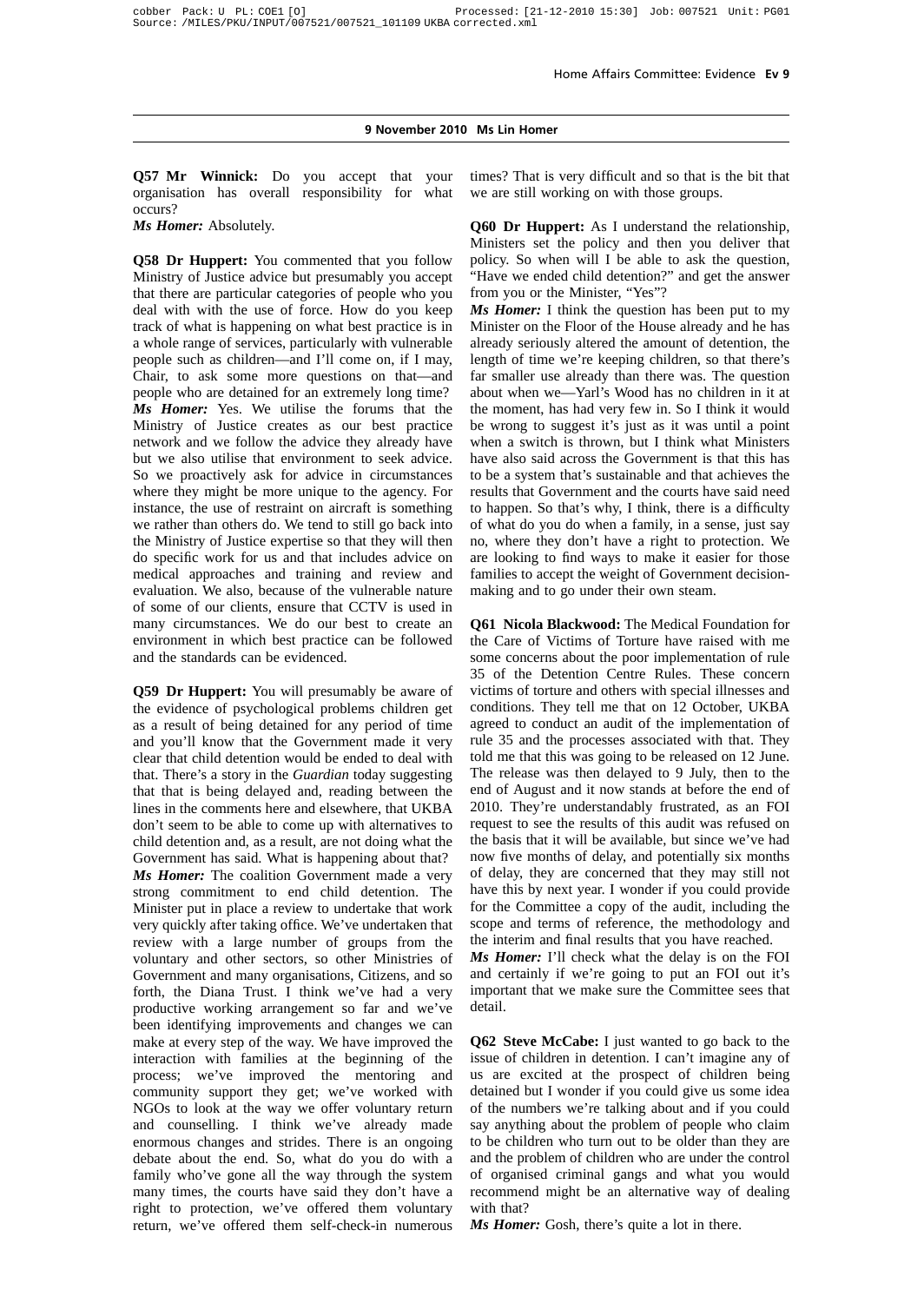**9 November 2010 Ms Lin Homer**

**Q57 Mr Winnick:** Do you accept that your organisation has overall responsibility for what occurs?

***Ms Homer:*** Absolutely.

**Q58 Dr Huppert:** You commented that you follow Ministry of Justice advice but presumably you accept that there are particular categories of people who you deal with with the use of force. How do you keep track of what is happening on what best practice is in a whole range of services, particularly with vulnerable people such as children—and I'll come on, if I may, Chair, to ask some more questions on that—and people who are detained for an extremely long time?

***Ms Homer:*** Yes. We utilise the forums that the Ministry of Justice creates as our best practice network and we follow the advice they already have but we also utilise that environment to seek advice. So we proactively ask for advice in circumstances where they might be more unique to the agency. For instance, the use of restraint on aircraft is something we rather than others do. We tend to still go back into the Ministry of Justice expertise so that they will then do specific work for us and that includes advice on medical approaches and training and review and evaluation. We also, because of the vulnerable nature of some of our clients, ensure that CCTV is used in many circumstances. We do our best to create an environment in which best practice can be followed and the standards can be evidenced.

**Q59 Dr Huppert:** You will presumably be aware of the evidence of psychological problems children get as a result of being detained for any period of time and you'll know that the Government made it very clear that child detention would be ended to deal with that. There's a story in the *Guardian* today suggesting that that is being delayed and, reading between the lines in the comments here and elsewhere, that UKBA don't seem to be able to come up with alternatives to child detention and, as a result, are not doing what the Government has said. What is happening about that?

***Ms Homer:*** The coalition Government made a very strong commitment to end child detention. The Minister put in place a review to undertake that work very quickly after taking office. We've undertaken that review with a large number of groups from the voluntary and other sectors, so other Ministries of Government and many organisations, Citizens, and so forth, the Diana Trust. I think we've had a very productive working arrangement so far and we've been identifying improvements and changes we can make at every step of the way. We have improved the interaction with families at the beginning of the process; we've improved the mentoring and community support they get; we've worked with NGOs to look at the way we offer voluntary return and counselling. I think we've already made enormous changes and strides. There is an ongoing debate about the end. So, what do you do with a family who've gone all the way through the system many times, the courts have said they don't have a right to protection, we've offered them voluntary return, we've offered them self-check-in numerous times? That is very difficult and so that is the bit that we are still working on with those groups.

**Q60 Dr Huppert:** As I understand the relationship, Ministers set the policy and then you deliver that policy. So when will I be able to ask the question, "Have we ended child detention?" and get the answer from you or the Minister, "Yes"?

***Ms Homer:*** I think the question has been put to my Minister on the Floor of the House already and he has already seriously altered the amount of detention, the length of time we're keeping children, so that there's far smaller use already than there was. The question about when we—Yarl's Wood has no children in it at the moment, has had very few in. So I think it would be wrong to suggest it's just as it was until a point when a switch is thrown, but I think what Ministers have also said across the Government is that this has to be a system that's sustainable and that achieves the results that Government and the courts have said need to happen. So that's why, I think, there is a difficulty of what do you do when a family, in a sense, just say no, where they don't have a right to protection. We are looking to find ways to make it easier for those families to accept the weight of Government decision-making and to go under their own steam.

**Q61 Nicola Blackwood:** The Medical Foundation for the Care of Victims of Torture have raised with me some concerns about the poor implementation of rule 35 of the Detention Centre Rules. These concern victims of torture and others with special illnesses and conditions. They tell me that on 12 October, UKBA agreed to conduct an audit of the implementation of rule 35 and the processes associated with that. They told me that this was going to be released on 12 June. The release was then delayed to 9 July, then to the end of August and it now stands at before the end of 2010. They're understandably frustrated, as an FOI request to see the results of this audit was refused on the basis that it will be available, but since we've had now five months of delay, and potentially six months of delay, they are concerned that they may still not have this by next year. I wonder if you could provide for the Committee a copy of the audit, including the scope and terms of reference, the methodology and the interim and final results that you have reached.

***Ms Homer:*** I'll check what the delay is on the FOI and certainly if we're going to put an FOI out it's important that we make sure the Committee sees that detail.

**Q62 Steve McCabe:** I just wanted to go back to the issue of children in detention. I can't imagine any of us are excited at the prospect of children being detained but I wonder if you could give us some idea of the numbers we're talking about and if you could say anything about the problem of people who claim to be children who turn out to be older than they are and the problem of children who are under the control of organised criminal gangs and what you would recommend might be an alternative way of dealing with that?

***Ms Homer:*** Gosh, there's quite a lot in there.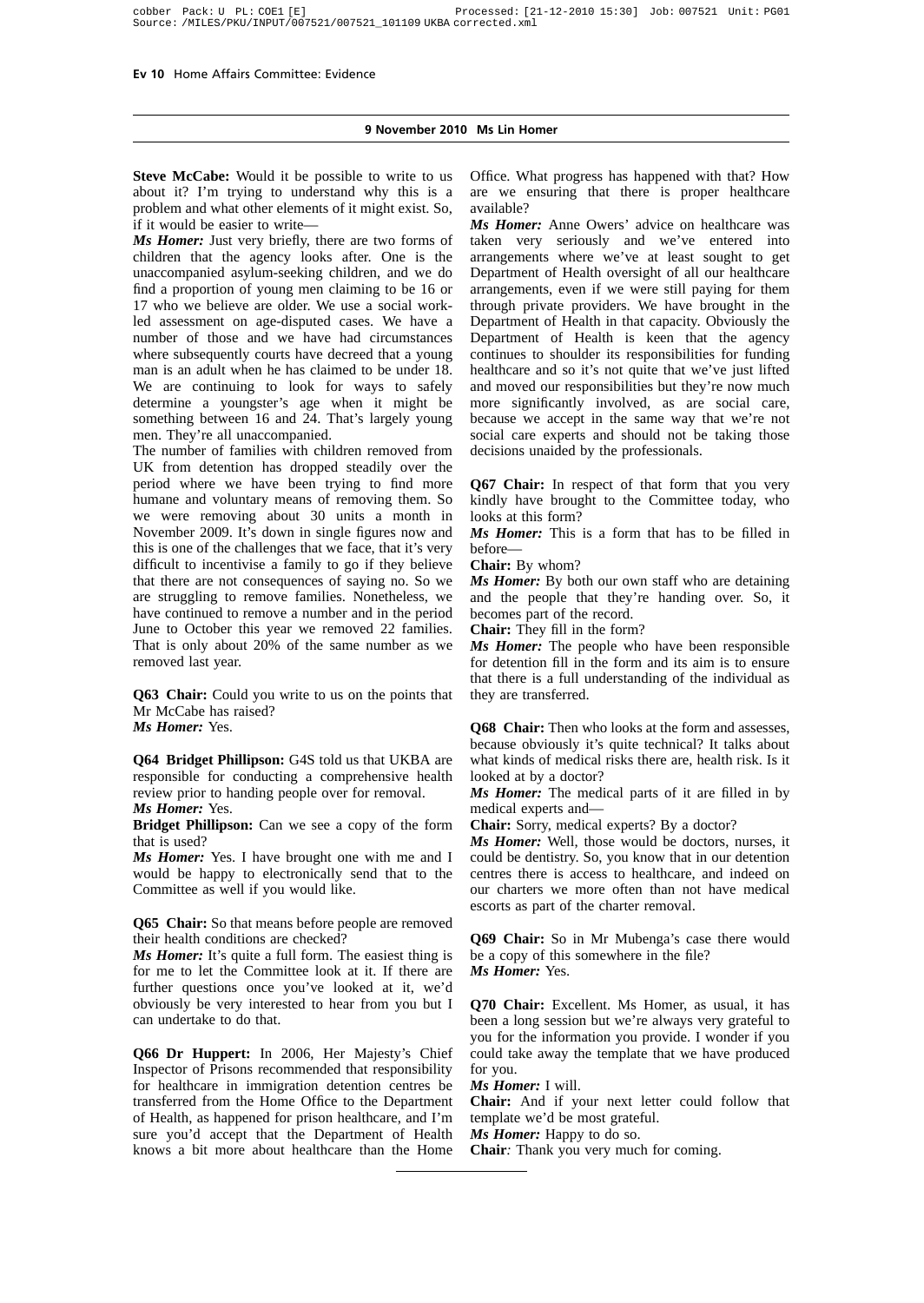**9 November 2010 Ms Lin Homer**

**Steve McCabe:** Would it be possible to write to us about it? I'm trying to understand why this is a problem and what other elements of it might exist. So, if it would be easier to write—

***Ms Homer:*** Just very briefly, there are two forms of children that the agency looks after. One is the unaccompanied asylum-seeking children, and we do find a proportion of young men claiming to be 16 or 17 who we believe are older. We use a social work-led assessment on age-disputed cases. We have a number of those and we have had circumstances where subsequently courts have decreed that a young man is an adult when he has claimed to be under 18. We are continuing to look for ways to safely determine a youngster's age when it might be something between 16 and 24. That's largely young men. They're all unaccompanied.

The number of families with children removed from UK from detention has dropped steadily over the period where we have been trying to find more humane and voluntary means of removing them. So we were removing about 30 units a month in November 2009. It's down in single figures now and this is one of the challenges that we face, that it's very difficult to incentivise a family to go if they believe that there are not consequences of saying no. So we are struggling to remove families. Nonetheless, we have continued to remove a number and in the period June to October this year we removed 22 families. That is only about 20% of the same number as we removed last year.

**Q63 Chair:** Could you write to us on the points that Mr McCabe has raised?

***Ms Homer:*** Yes.

**Q64 Bridget Phillipson:** G4S told us that UKBA are responsible for conducting a comprehensive health review prior to handing people over for removal.

***Ms Homer:*** Yes.

**Bridget Phillipson:** Can we see a copy of the form that is used?

***Ms Homer:*** Yes. I have brought one with me and I would be happy to electronically send that to the Committee as well if you would like.

**Q65 Chair:** So that means before people are removed their health conditions are checked?

***Ms Homer:*** It's quite a full form. The easiest thing is for me to let the Committee look at it. If there are further questions once you've looked at it, we'd obviously be very interested to hear from you but I can undertake to do that.

**Q66 Dr Huppert:** In 2006, Her Majesty's Chief Inspector of Prisons recommended that responsibility for healthcare in immigration detention centres be transferred from the Home Office to the Department of Health, as happened for prison healthcare, and I'm sure you'd accept that the Department of Health knows a bit more about healthcare than the Home Office. What progress has happened with that? How are we ensuring that there is proper healthcare available?

***Ms Homer:*** Anne Owers' advice on healthcare was taken very seriously and we've entered into arrangements where we've at least sought to get Department of Health oversight of all our healthcare arrangements, even if we were still paying for them through private providers. We have brought in the Department of Health in that capacity. Obviously the Department of Health is keen that the agency continues to shoulder its responsibilities for funding healthcare and so it's not quite that we've just lifted and moved our responsibilities but they're now much more significantly involved, as are social care, because we accept in the same way that we're not social care experts and should not be taking those decisions unaided by the professionals.

**Q67 Chair:** In respect of that form that you very kindly have brought to the Committee today, who looks at this form?

***Ms Homer:*** This is a form that has to be filled in before—

**Chair:** By whom?

***Ms Homer:*** By both our own staff who are detaining and the people that they're handing over. So, it becomes part of the record.

**Chair:** They fill in the form?

***Ms Homer:*** The people who have been responsible for detention fill in the form and its aim is to ensure that there is a full understanding of the individual as they are transferred.

**Q68 Chair:** Then who looks at the form and assesses, because obviously it's quite technical? It talks about what kinds of medical risks there are, health risk. Is it looked at by a doctor?

***Ms Homer:*** The medical parts of it are filled in by medical experts and—

**Chair:** Sorry, medical experts? By a doctor?

***Ms Homer:*** Well, those would be doctors, nurses, it could be dentistry. So, you know that in our detention centres there is access to healthcare, and indeed on our charters we more often than not have medical escorts as part of the charter removal.

**Q69 Chair:** So in Mr Mubenga's case there would be a copy of this somewhere in the file?

***Ms Homer:*** Yes.

**Q70 Chair:** Excellent. Ms Homer, as usual, it has been a long session but we're always very grateful to you for the information you provide. I wonder if you could take away the template that we have produced for you.

***Ms Homer:*** I will.

**Chair:** And if your next letter could follow that template we'd be most grateful.

***Ms Homer:*** Happy to do so.

**Chair:** Thank you very much for coming.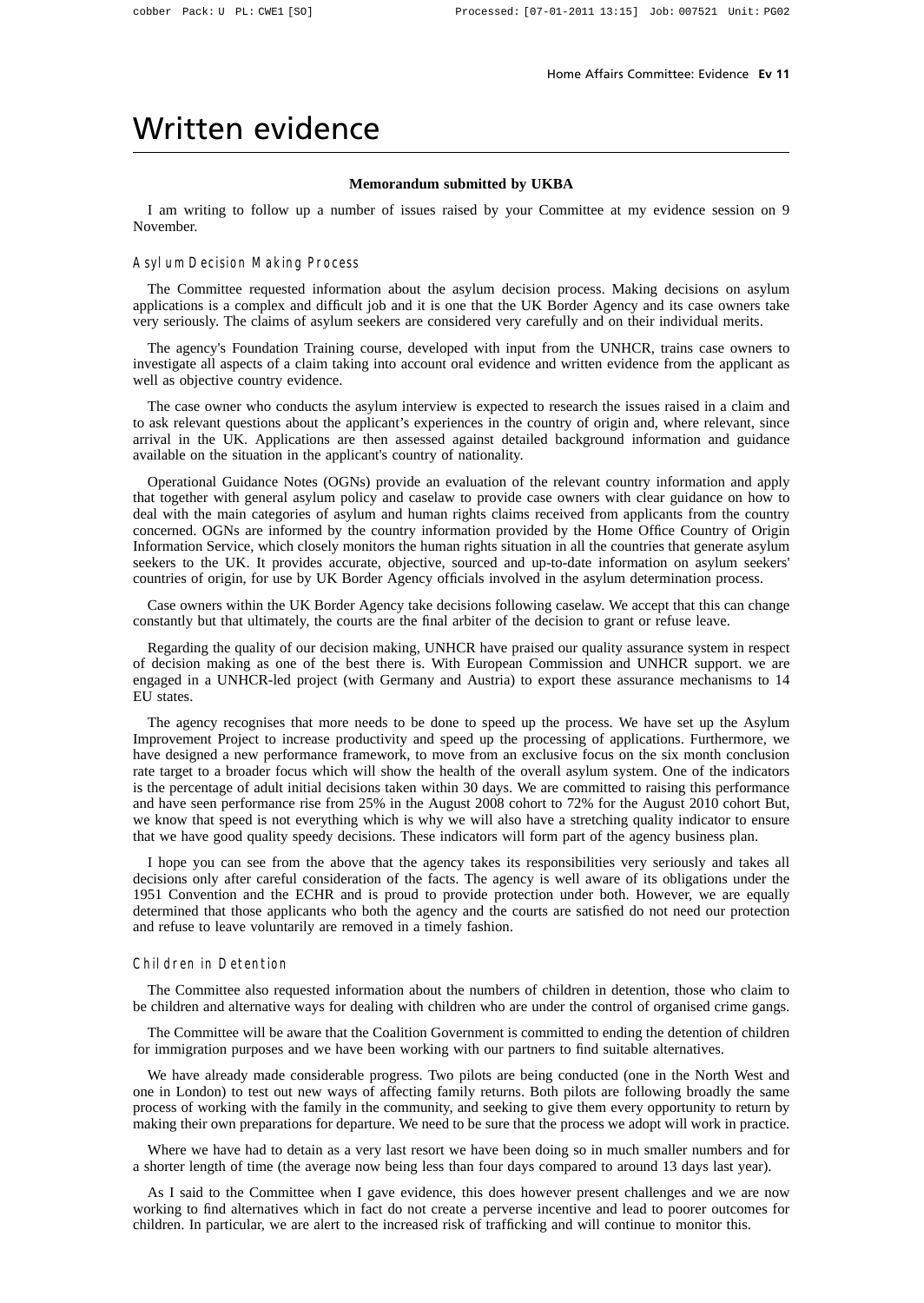# Written evidence

**Memorandum submitted by UKBA**

I am writing to follow up a number of issues raised by your Committee at my evidence session on 9 November.

## Asylum Decision Making Process

The Committee requested information about the asylum decision process. Making decisions on asylum applications is a complex and difficult job and it is one that the UK Border Agency and its case owners take very seriously. The claims of asylum seekers are considered very carefully and on their individual merits.

The agency's Foundation Training course, developed with input from the UNHCR, trains case owners to investigate all aspects of a claim taking into account oral evidence and written evidence from the applicant as well as objective country evidence.

The case owner who conducts the asylum interview is expected to research the issues raised in a claim and to ask relevant questions about the applicant's experiences in the country of origin and, where relevant, since arrival in the UK. Applications are then assessed against detailed background information and guidance available on the situation in the applicant's country of nationality.

Operational Guidance Notes (OGNs) provide an evaluation of the relevant country information and apply that together with general asylum policy and caselaw to provide case owners with clear guidance on how to deal with the main categories of asylum and human rights claims received from applicants from the country concerned. OGNs are informed by the country information provided by the Home Office Country of Origin Information Service, which closely monitors the human rights situation in all the countries that generate asylum seekers to the UK. It provides accurate, objective, sourced and up-to-date information on asylum seekers' countries of origin, for use by UK Border Agency officials involved in the asylum determination process.

Case owners within the UK Border Agency take decisions following caselaw. We accept that this can change constantly but that ultimately, the courts are the final arbiter of the decision to grant or refuse leave.

Regarding the quality of our decision making, UNHCR have praised our quality assurance system in respect of decision making as one of the best there is. With European Commission and UNHCR support. we are engaged in a UNHCR-led project (with Germany and Austria) to export these assurance mechanisms to 14 EU states.

The agency recognises that more needs to be done to speed up the process. We have set up the Asylum Improvement Project to increase productivity and speed up the processing of applications. Furthermore, we have designed a new performance framework, to move from an exclusive focus on the six month conclusion rate target to a broader focus which will show the health of the overall asylum system. One of the indicators is the percentage of adult initial decisions taken within 30 days. We are committed to raising this performance and have seen performance rise from 25% in the August 2008 cohort to 72% for the August 2010 cohort But, we know that speed is not everything which is why we will also have a stretching quality indicator to ensure that we have good quality speedy decisions. These indicators will form part of the agency business plan.

I hope you can see from the above that the agency takes its responsibilities very seriously and takes all decisions only after careful consideration of the facts. The agency is well aware of its obligations under the 1951 Convention and the ECHR and is proud to provide protection under both. However, we are equally determined that those applicants who both the agency and the courts are satisfied do not need our protection and refuse to leave voluntarily are removed in a timely fashion.

## Children in Detention

The Committee also requested information about the numbers of children in detention, those who claim to be children and alternative ways for dealing with children who are under the control of organised crime gangs.

The Committee will be aware that the Coalition Government is committed to ending the detention of children for immigration purposes and we have been working with our partners to find suitable alternatives.

We have already made considerable progress. Two pilots are being conducted (one in the North West and one in London) to test out new ways of affecting family returns. Both pilots are following broadly the same process of working with the family in the community, and seeking to give them every opportunity to return by making their own preparations for departure. We need to be sure that the process we adopt will work in practice.

Where we have had to detain as a very last resort we have been doing so in much smaller numbers and for a shorter length of time (the average now being less than four days compared to around 13 days last year).

As I said to the Committee when I gave evidence, this does however present challenges and we are now working to find alternatives which in fact do not create a perverse incentive and lead to poorer outcomes for children. In particular, we are alert to the increased risk of trafficking and will continue to monitor this.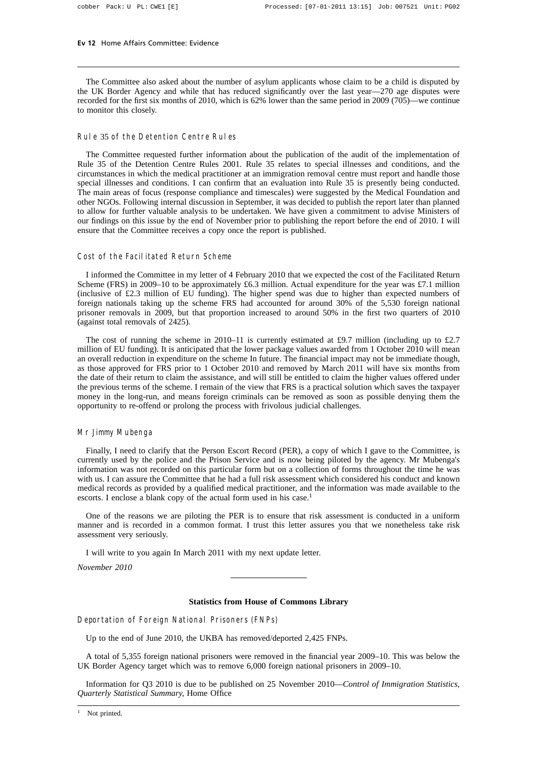The Committee also asked about the number of asylum applicants whose claim to be a child is disputed by the UK Border Agency and while that has reduced significantly over the last year—270 age disputes were recorded for the first six months of 2010, which is 62% lower than the same period in 2009 (705)—we continue to monitor this closely.

### Rule 35 of the Detention Centre Rules

The Committee requested further information about the publication of the audit of the implementation of Rule 35 of the Detention Centre Rules 2001. Rule 35 relates to special illnesses and conditions, and the circumstances in which the medical practitioner at an immigration removal centre must report and handle those special illnesses and conditions. I can confirm that an evaluation into Rule 35 is presently being conducted. The main areas of focus (response compliance and timescales) were suggested by the Medical Foundation and other NGOs. Following internal discussion in September, it was decided to publish the report later than planned to allow for further valuable analysis to be undertaken. We have given a commitment to advise Ministers of our findings on this issue by the end of November prior to publishing the report before the end of 2010. I will ensure that the Committee receives a copy once the report is published.

### Cost of the Facilitated Return Scheme

I informed the Committee in my letter of 4 February 2010 that we expected the cost of the Facilitated Return Scheme (FRS) in 2009–10 to be approximately £6.3 million. Actual expenditure for the year was £7.1 million (inclusive of £2.3 million of EU funding). The higher spend was due to higher than expected numbers of foreign nationals taking up the scheme FRS had accounted for around 30% of the 5,530 foreign national prisoner removals in 2009, but that proportion increased to around 50% in the first two quarters of 2010 (against total removals of 2425).

The cost of running the scheme in 2010–11 is currently estimated at £9.7 million (including up to £2.7 million of EU funding). It is anticipated that the lower package values awarded from 1 October 2010 will mean an overall reduction in expenditure on the scheme In future. The financial impact may not be immediate though, as those approved for FRS prior to 1 October 2010 and removed by March 2011 will have six months from the date of their return to claim the assistance, and will still be entitled to claim the higher values offered under the previous terms of the scheme. I remain of the view that FRS is a practical solution which saves the taxpayer money in the long-run, and means foreign criminals can be removed as soon as possible denying them the opportunity to re-offend or prolong the process with frivolous judicial challenges.

### Mr Jimmy Mubenga

Finally, I need to clarify that the Person Escort Record (PER), a copy of which I gave to the Committee, is currently used by the police and the Prison Service and is now being piloted by the agency. Mr Mubenga's information was not recorded on this particular form but on a collection of forms throughout the time he was with us. I can assure the Committee that he had a full risk assessment which considered his conduct and known medical records as provided by a qualified medical practitioner, and the information was made available to the escorts. I enclose a blank copy of the actual form used in his case.[1]

One of the reasons we are piloting the PER is to ensure that risk assessment is conducted in a uniform manner and is recorded in a common format. I trust this letter assures you that we nonetheless take risk assessment very seriously.

I will write to you again In March 2011 with my next update letter.

*November 2010*

---

## Statistics from House of Commons Library

### Deportation of Foreign National Prisoners (FNPs)

Up to the end of June 2010, the UKBA has removed/deported 2,425 FNPs.

A total of 5,355 foreign national prisoners were removed in the financial year 2009–10. This was below the UK Border Agency target which was to remove 6,000 foreign national prisoners in 2009–10.

Information for Q3 2010 is due to be published on 25 November 2010—*Control of Immigration Statistics, Quarterly Statistical Summary*, Home Office

---

[1] Not printed.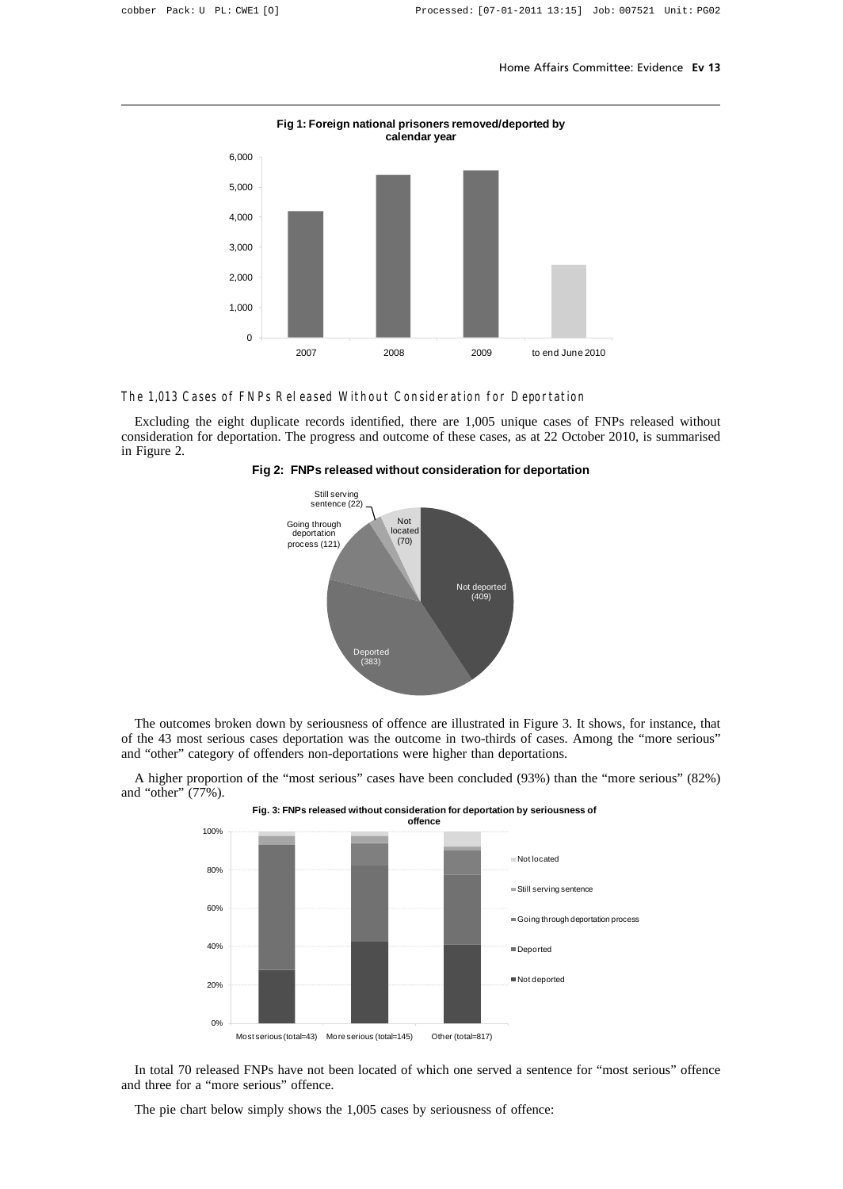**Fig 1: Foreign national prisoners removed/deported by calendar year**

### The 1,013 Cases of FNPs Released Without Consideration for Deportation

Excluding the eight duplicate records identified, there are 1,005 unique cases of FNPs released without consideration for deportation. The progress and outcome of these cases, as at 22 October 2010, is summarised in Figure 2.

**Fig 2: FNPs released without consideration for deportation**

The outcomes broken down by seriousness of offence are illustrated in Figure 3. It shows, for instance, that of the 43 most serious cases deportation was the outcome in two-thirds of cases. Among the "more serious" and "other" category of offenders non-deportations were higher than deportations.

A higher proportion of the "most serious" cases have been concluded (93%) than the "more serious" (82%) and "other" (77%).

**Fig. 3: FNPs released without consideration for deportation by seriousness of offence**

In total 70 released FNPs have not been located of which one served a sentence for "most serious" offence and three for a "more serious" offence.

The pie chart below simply shows the 1,005 cases by seriousness of offence: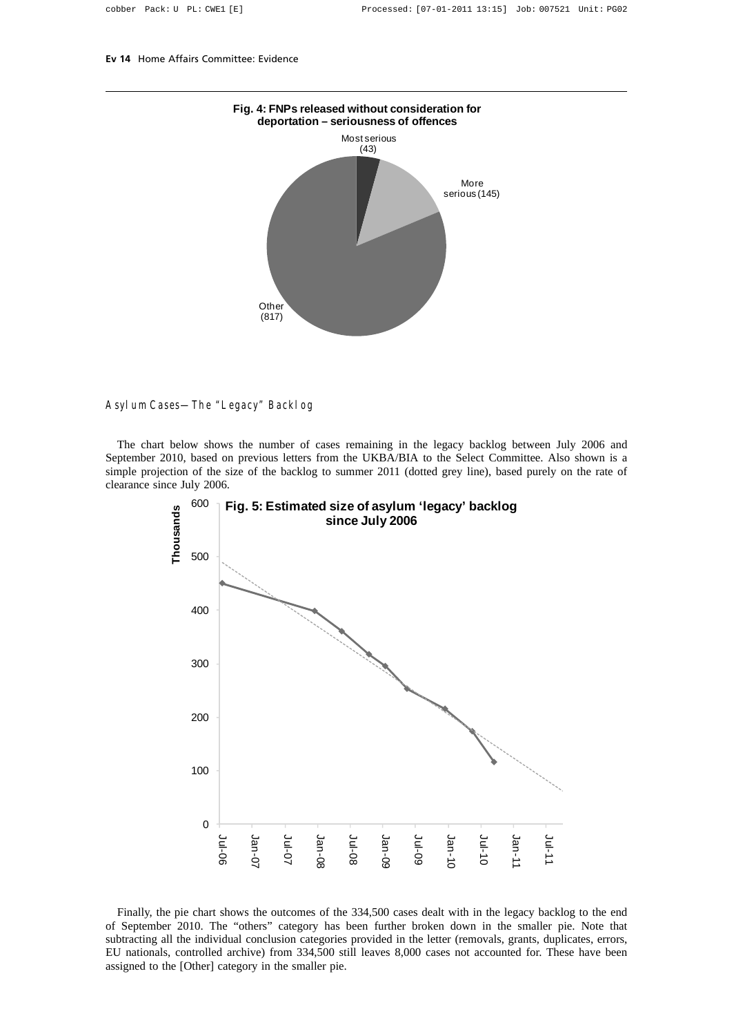**Fig. 4: FNPs released without consideration for deportation – seriousness of offences**

Most serious (43)

More serious (145)

Other (817)

*Asylum Cases—The "Legacy" Backlog*

The chart below shows the number of cases remaining in the legacy backlog between July 2006 and September 2010, based on previous letters from the UKBA/BIA to the Select Committee. Also shown is a simple projection of the size of the backlog to summer 2011 (dotted grey line), based purely on the rate of clearance since July 2006.

**Fig. 5: Estimated size of asylum 'legacy' backlog since July 2006**

Finally, the pie chart shows the outcomes of the 334,500 cases dealt with in the legacy backlog to the end of September 2010. The "others" category has been further broken down in the smaller pie. Note that subtracting all the individual conclusion categories provided in the letter (removals, grants, duplicates, errors, EU nationals, controlled archive) from 334,500 still leaves 8,000 cases not accounted for. These have been assigned to the [Other] category in the smaller pie.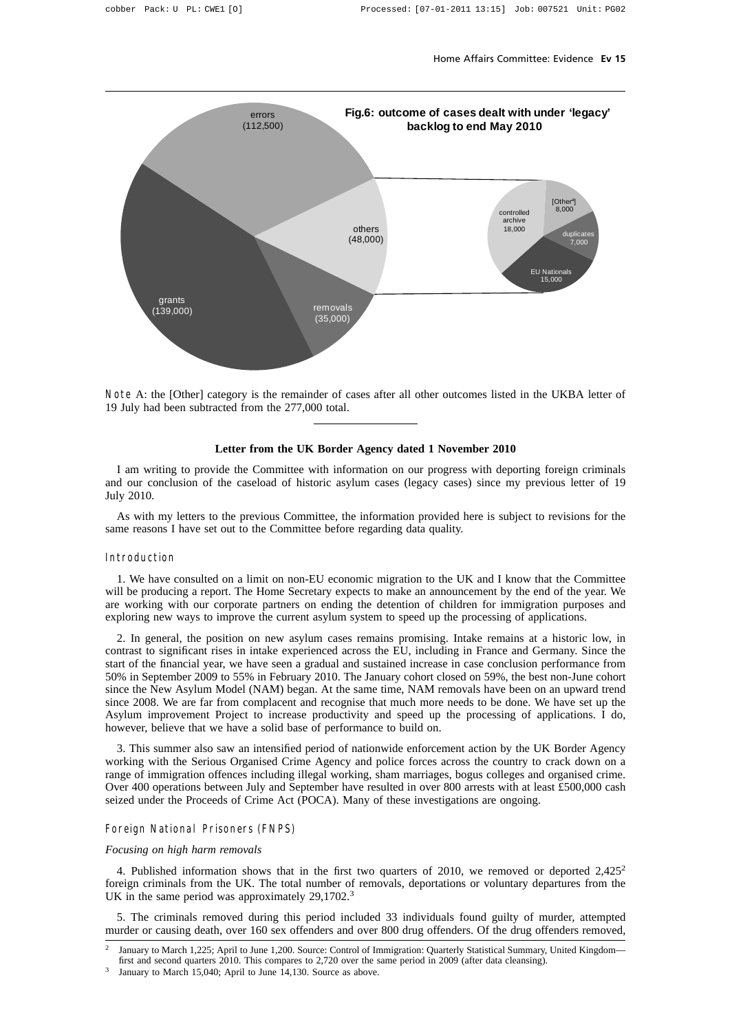**Fig.6: outcome of cases dealt with under 'legacy' backlog to end May 2010**

errors (112,500)

others (48,000)

grants (139,000)

removals (35,000)

controlled archive 18,000

[Other[a]] 8,000

duplicates 7,000

EU Nationals 15,000

Note A: the [Other] category is the remainder of cases after all other outcomes listed in the UKBA letter of 19 July had been subtracted from the 277,000 total.

---

**Letter from the UK Border Agency dated 1 November 2010**

I am writing to provide the Committee with information on our progress with deporting foreign criminals and our conclusion of the caseload of historic asylum cases (legacy cases) since my previous letter of 19 July 2010.

As with my letters to the previous Committee, the information provided here is subject to revisions for the same reasons I have set out to the Committee before regarding data quality.

## Introduction

1. We have consulted on a limit on non-EU economic migration to the UK and I know that the Committee will be producing a report. The Home Secretary expects to make an announcement by the end of the year. We are working with our corporate partners on ending the detention of children for immigration purposes and exploring new ways to improve the current asylum system to speed up the processing of applications.

2. In general, the position on new asylum cases remains promising. Intake remains at a historic low, in contrast to significant rises in intake experienced across the EU, including in France and Germany. Since the start of the financial year, we have seen a gradual and sustained increase in case conclusion performance from 50% in September 2009 to 55% in February 2010. The January cohort closed on 59%, the best non-June cohort since the New Asylum Model (NAM) began. At the same time, NAM removals have been on an upward trend since 2008. We are far from complacent and recognise that much more needs to be done. We have set up the Asylum improvement Project to increase productivity and speed up the processing of applications. I do, however, believe that we have a solid base of performance to build on.

3. This summer also saw an intensified period of nationwide enforcement action by the UK Border Agency working with the Serious Organised Crime Agency and police forces across the country to crack down on a range of immigration offences including illegal working, sham marriages, bogus colleges and organised crime. Over 400 operations between July and September have resulted in over 800 arrests with at least £500,000 cash seized under the Proceeds of Crime Act (POCA). Many of these investigations are ongoing.

## Foreign National Prisoners (FNPS)

*Focusing on high harm removals*

4. Published information shows that in the first two quarters of 2010, we removed or deported 2,425[2] foreign criminals from the UK. The total number of removals, deportations or voluntary departures from the UK in the same period was approximately 29,1702.[3]

5. The criminals removed during this period included 33 individuals found guilty of murder, attempted murder or causing death, over 160 sex offenders and over 800 drug offenders. Of the drug offenders removed,

---

[2] January to March 1,225; April to June 1,200. Source: Control of Immigration: Quarterly Statistical Summary, United Kingdom—first and second quarters 2010. This compares to 2,720 over the same period in 2009 (after data cleansing).

[3] January to March 15,040; April to June 14,130. Source as above.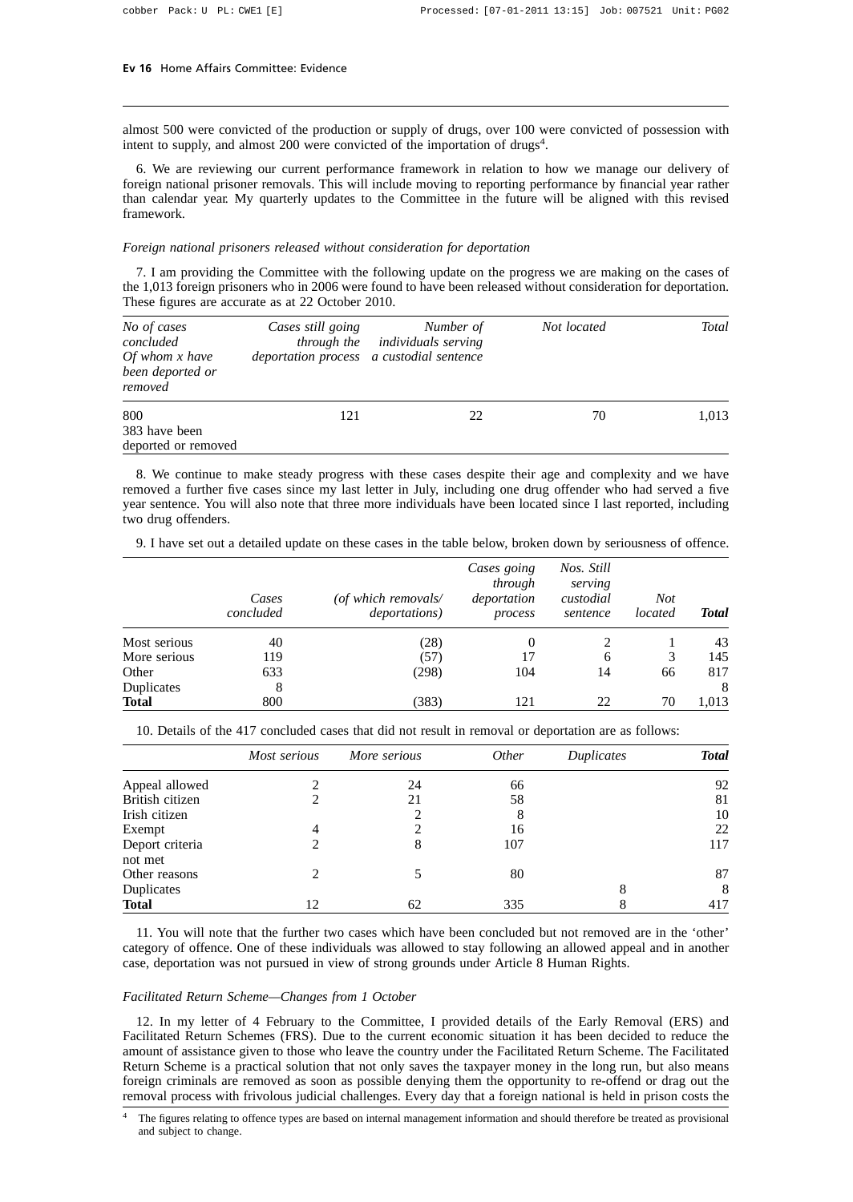almost 500 were convicted of the production or supply of drugs, over 100 were convicted of possession with intent to supply, and almost 200 were convicted of the importation of drugs[4].

6. We are reviewing our current performance framework in relation to how we manage our delivery of foreign national prisoner removals. This will include moving to reporting performance by financial year rather than calendar year. My quarterly updates to the Committee in the future will be aligned with this revised framework.

*Foreign national prisoners released without consideration for deportation*

7. I am providing the Committee with the following update on the progress we are making on the cases of the 1,013 foreign prisoners who in 2006 were found to have been released without consideration for deportation. These figures are accurate as at 22 October 2010.

| *No of cases concluded Of whom x have been deported or removed* | *Cases still going through the deportation process* | *Number of individuals serving a custodial sentence* | *Not located* | *Total* |
|---|---|---|---|---|
| 800 383 have been deported or removed | 121 | 22 | 70 | 1,013 |

8. We continue to make steady progress with these cases despite their age and complexity and we have removed a further five cases since my last letter in July, including one drug offender who had served a five year sentence. You will also note that three more individuals have been located since I last reported, including two drug offenders.

9. I have set out a detailed update on these cases in the table below, broken down by seriousness of offence.

| | *Cases concluded* | *(of which removals/ deportations)* | *Cases going through deportation process* | *Nos. Still serving custodial sentence* | *Not located* | ***Total*** |
|---|---|---|---|---|---|---|
| Most serious | 40 | (28) | 0 | 2 | 1 | 43 |
| More serious | 119 | (57) | 17 | 6 | 3 | 145 |
| Other | 633 | (298) | 104 | 14 | 66 | 817 |
| Duplicates | 8 | | | | | 8 |
| **Total** | 800 | (383) | 121 | 22 | 70 | 1,013 |

10. Details of the 417 concluded cases that did not result in removal or deportation are as follows:

| | *Most serious* | *More serious* | *Other* | *Duplicates* | ***Total*** |
|---|---|---|---|---|---|
| Appeal allowed | 2 | 24 | 66 | | 92 |
| British citizen | 2 | 21 | 58 | | 81 |
| Irish citizen | | 2 | 8 | | 10 |
| Exempt | 4 | 2 | 16 | | 22 |
| Deport criteria not met | 2 | 8 | 107 | | 117 |
| Other reasons | 2 | 5 | 80 | | 87 |
| Duplicates | | | | 8 | 8 |
| **Total** | 12 | 62 | 335 | 8 | 417 |

11. You will note that the further two cases which have been concluded but not removed are in the 'other' category of offence. One of these individuals was allowed to stay following an allowed appeal and in another case, deportation was not pursued in view of strong grounds under Article 8 Human Rights.

*Facilitated Return Scheme—Changes from 1 October*

12. In my letter of 4 February to the Committee, I provided details of the Early Removal (ERS) and Facilitated Return Schemes (FRS). Due to the current economic situation it has been decided to reduce the amount of assistance given to those who leave the country under the Facilitated Return Scheme. The Facilitated Return Scheme is a practical solution that not only saves the taxpayer money in the long run, but also means foreign criminals are removed as soon as possible denying them the opportunity to re-offend or drag out the removal process with frivolous judicial challenges. Every day that a foreign national is held in prison costs the

[4] The figures relating to offence types are based on internal management information and should therefore be treated as provisional and subject to change.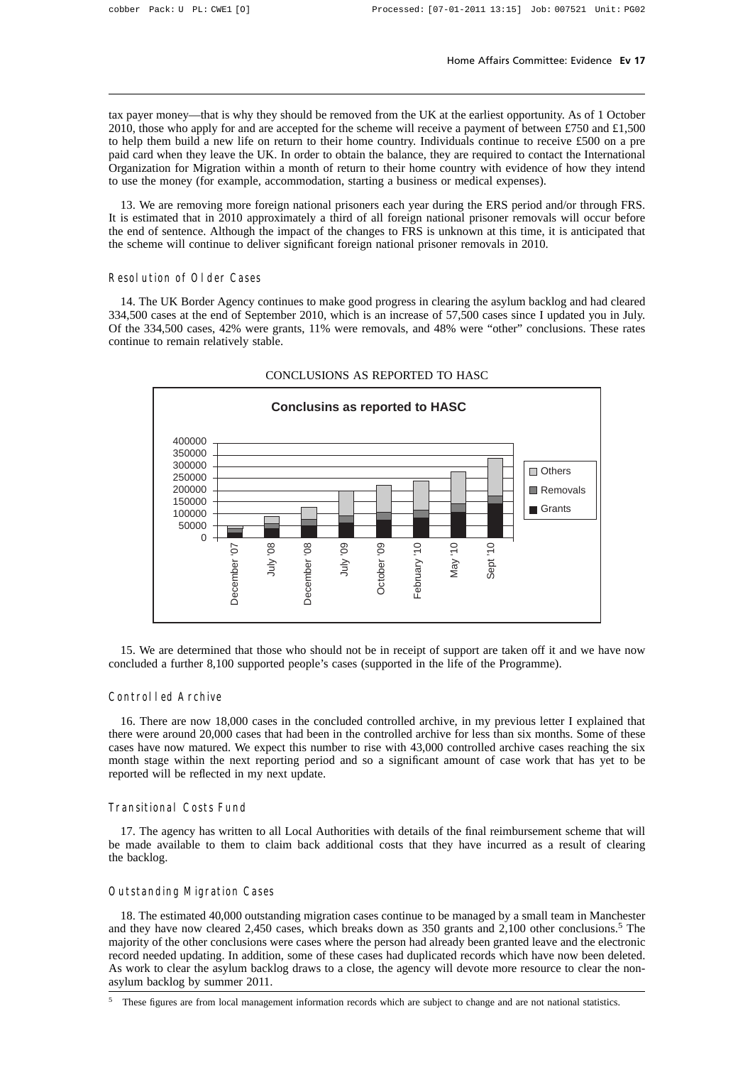tax payer money—that is why they should be removed from the UK at the earliest opportunity. As of 1 October 2010, those who apply for and are accepted for the scheme will receive a payment of between £750 and £1,500 to help them build a new life on return to their home country. Individuals continue to receive £500 on a pre paid card when they leave the UK. In order to obtain the balance, they are required to contact the International Organization for Migration within a month of return to their home country with evidence of how they intend to use the money (for example, accommodation, starting a business or medical expenses).

13. We are removing more foreign national prisoners each year during the ERS period and/or through FRS. It is estimated that in 2010 approximately a third of all foreign national prisoner removals will occur before the end of sentence. Although the impact of the changes to FRS is unknown at this time, it is anticipated that the scheme will continue to deliver significant foreign national prisoner removals in 2010.

### Resolution of Older Cases

14. The UK Border Agency continues to make good progress in clearing the asylum backlog and had cleared 334,500 cases at the end of September 2010, which is an increase of 57,500 cases since I updated you in July. Of the 334,500 cases, 42% were grants, 11% were removals, and 48% were "other" conclusions. These rates continue to remain relatively stable.

CONCLUSIONS AS REPORTED TO HASC

15. We are determined that those who should not be in receipt of support are taken off it and we have now concluded a further 8,100 supported people's cases (supported in the life of the Programme).

### Controlled Archive

16. There are now 18,000 cases in the concluded controlled archive, in my previous letter I explained that there were around 20,000 cases that had been in the controlled archive for less than six months. Some of these cases have now matured. We expect this number to rise with 43,000 controlled archive cases reaching the six month stage within the next reporting period and so a significant amount of case work that has yet to be reported will be reflected in my next update.

### Transitional Costs Fund

17. The agency has written to all Local Authorities with details of the final reimbursement scheme that will be made available to them to claim back additional costs that they have incurred as a result of clearing the backlog.

### Outstanding Migration Cases

18. The estimated 40,000 outstanding migration cases continue to be managed by a small team in Manchester and they have now cleared 2,450 cases, which breaks down as 350 grants and 2,100 other conclusions.[5] The majority of the other conclusions were cases where the person had already been granted leave and the electronic record needed updating. In addition, some of these cases had duplicated records which have now been deleted. As work to clear the asylum backlog draws to a close, the agency will devote more resource to clear the non-asylum backlog by summer 2011.

[5] These figures are from local management information records which are subject to change and are not national statistics.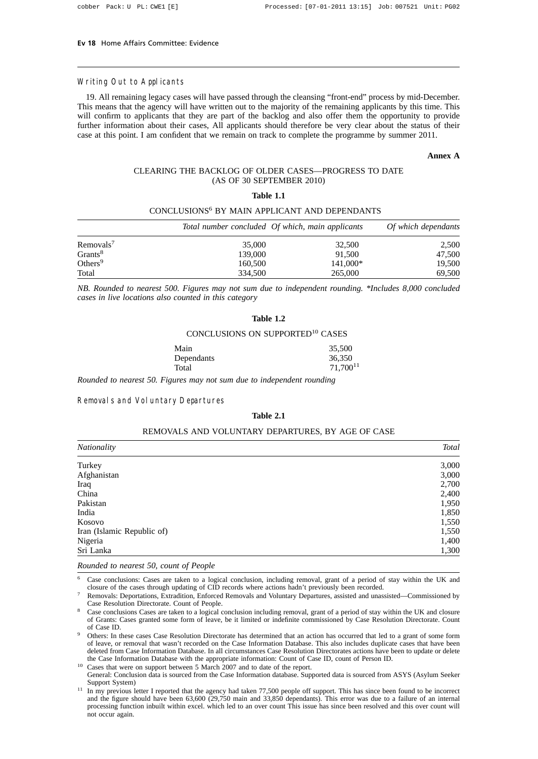### Writing Out to Applicants

19. All remaining legacy cases will have passed through the cleansing "front-end" process by mid-December. This means that the agency will have written out to the majority of the remaining applicants by this time. This will confirm to applicants that they are part of the backlog and also offer them the opportunity to provide further information about their cases, All applicants should therefore be very clear about the status of their case at this point. I am confident that we remain on track to complete the programme by summer 2011.

**Annex A**

CLEARING THE BACKLOG OF OLDER CASES—PROGRESS TO DATE (AS OF 30 SEPTEMBER 2010)

**Table 1.1**

CONCLUSIONS[6] BY MAIN APPLICANT AND DEPENDANTS

| | *Total number concluded* | *Of which, main applicants* | *Of which dependants* |
|---|---|---|---|
| Removals[7] | 35,000 | 32,500 | 2,500 |
| Grants[8] | 139,000 | 91,500 | 47,500 |
| Others[9] | 160,500 | 141,000* | 19,500 |
| Total | 334,500 | 265,000 | 69,500 |

*NB. Rounded to nearest 500. Figures may not sum due to independent rounding. *Includes 8,000 concluded cases in live locations also counted in this category*

**Table 1.2**

CONCLUSIONS ON SUPPORTED[10] CASES

| | |
|---|---|
| Main | 35,500 |
| Dependants | 36,350 |
| Total | 71,700[11] |

*Rounded to nearest 50. Figures may not sum due to independent rounding*

### Removals and Voluntary Departures

**Table 2.1**

REMOVALS AND VOLUNTARY DEPARTURES, BY AGE OF CASE

| *Nationality* | *Total* |
|---|---|
| Turkey | 3,000 |
| Afghanistan | 3,000 |
| Iraq | 2,700 |
| China | 2,400 |
| Pakistan | 1,950 |
| India | 1,850 |
| Kosovo | 1,550 |
| Iran (Islamic Republic of) | 1,550 |
| Nigeria | 1,400 |
| Sri Lanka | 1,300 |

*Rounded to nearest 50, count of People*

[6] Case conclusions: Cases are taken to a logical conclusion, including removal, grant of a period of stay within the UK and closure of the cases through updating of CID records where actions hadn't previously been recorded.

[7] Removals: Deportations, Extradition, Enforced Removals and Voluntary Departures, assisted and unassisted—Commissioned by Case Resolution Directorate. Count of People.

[8] Case conclusions Cases are taken to a logical conclusion including removal, grant of a period of stay within the UK and closure of Grants: Cases granted some form of leave, be it limited or indefinite commissioned by Case Resolution Directorate. Count of Case ID.

[9] Others: In these cases Case Resolution Directorate has determined that an action has occurred that led to a grant of some form of leave, or removal that wasn't recorded on the Case Information Database. This also includes duplicate cases that have been deleted from Case Information Database. In all circumstances Case Resolution Directorates actions have been to update or delete the Case Information Database with the appropriate information: Count of Case ID, count of Person ID.

[10] Cases that were on support between 5 March 2007 and to date of the report.
General: Conclusion data is sourced from the Case Information database. Supported data is sourced from ASYS (Asylum Seeker Support System)

[11] In my previous letter I reported that the agency had taken 77,500 people off support. This has since been found to be incorrect and the figure should have been 63,600 (29,750 main and 33,850 dependants). This error was due to a failure of an internal processing function inbuilt within excel. which led to an over count This issue has since been resolved and this over count will not occur again.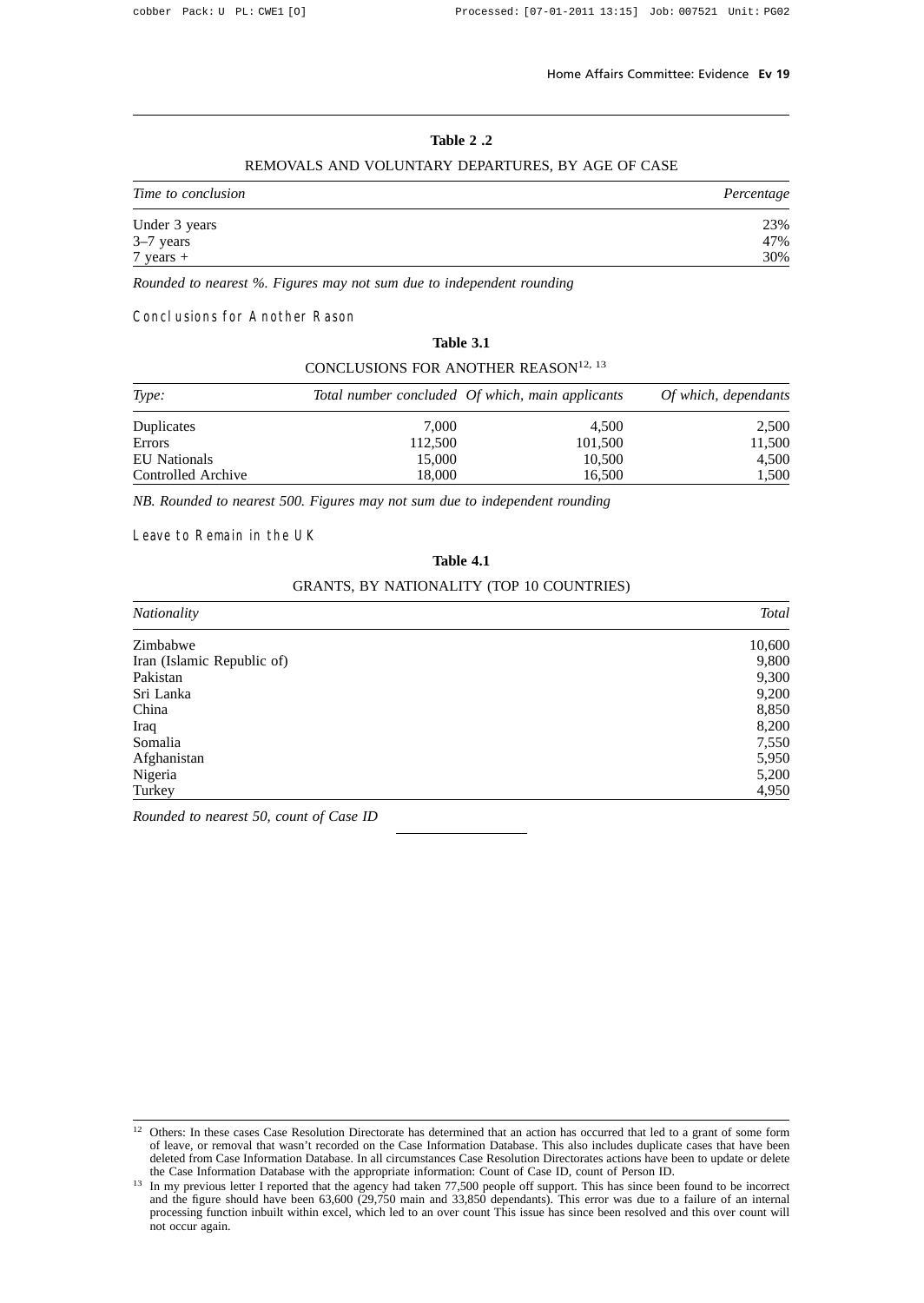**Table 2 .2**

REMOVALS AND VOLUNTARY DEPARTURES, BY AGE OF CASE

| *Time to conclusion* | *Percentage* |
|---|---|
| Under 3 years | 23% |
| 3–7 years | 47% |
| 7 years + | 30% |

*Rounded to nearest %. Figures may not sum due to independent rounding*

### Conclusions for Another Rason

**Table 3.1**

CONCLUSIONS FOR ANOTHER REASON[12, 13]

| *Type:* | *Total number concluded* | *Of which, main applicants* | *Of which, dependants* |
|---|---|---|---|
| Duplicates | 7,000 | 4,500 | 2,500 |
| Errors | 112,500 | 101,500 | 11,500 |
| EU Nationals | 15,000 | 10,500 | 4,500 |
| Controlled Archive | 18,000 | 16,500 | 1,500 |

*NB. Rounded to nearest 500. Figures may not sum due to independent rounding*

### Leave to Remain in the UK

**Table 4.1**

GRANTS, BY NATIONALITY (TOP 10 COUNTRIES)

| *Nationality* | *Total* |
|---|---|
| Zimbabwe | 10,600 |
| Iran (Islamic Republic of) | 9,800 |
| Pakistan | 9,300 |
| Sri Lanka | 9,200 |
| China | 8,850 |
| Iraq | 8,200 |
| Somalia | 7,550 |
| Afghanistan | 5,950 |
| Nigeria | 5,200 |
| Turkey | 4,950 |

*Rounded to nearest 50, count of Case ID*

---

[12] Others: In these cases Case Resolution Directorate has determined that an action has occurred that led to a grant of some form of leave, or removal that wasn't recorded on the Case Information Database. This also includes duplicate cases that have been deleted from Case Information Database. In all circumstances Case Resolution Directorates actions have been to update or delete the Case Information Database with the appropriate information: Count of Case ID, count of Person ID.

[13] In my previous letter I reported that the agency had taken 77,500 people off support. This has since been found to be incorrect and the figure should have been 63,600 (29,750 main and 33,850 dependants). This error was due to a failure of an internal processing function inbuilt within excel, which led to an over count This issue has since been resolved and this over count will not occur again.